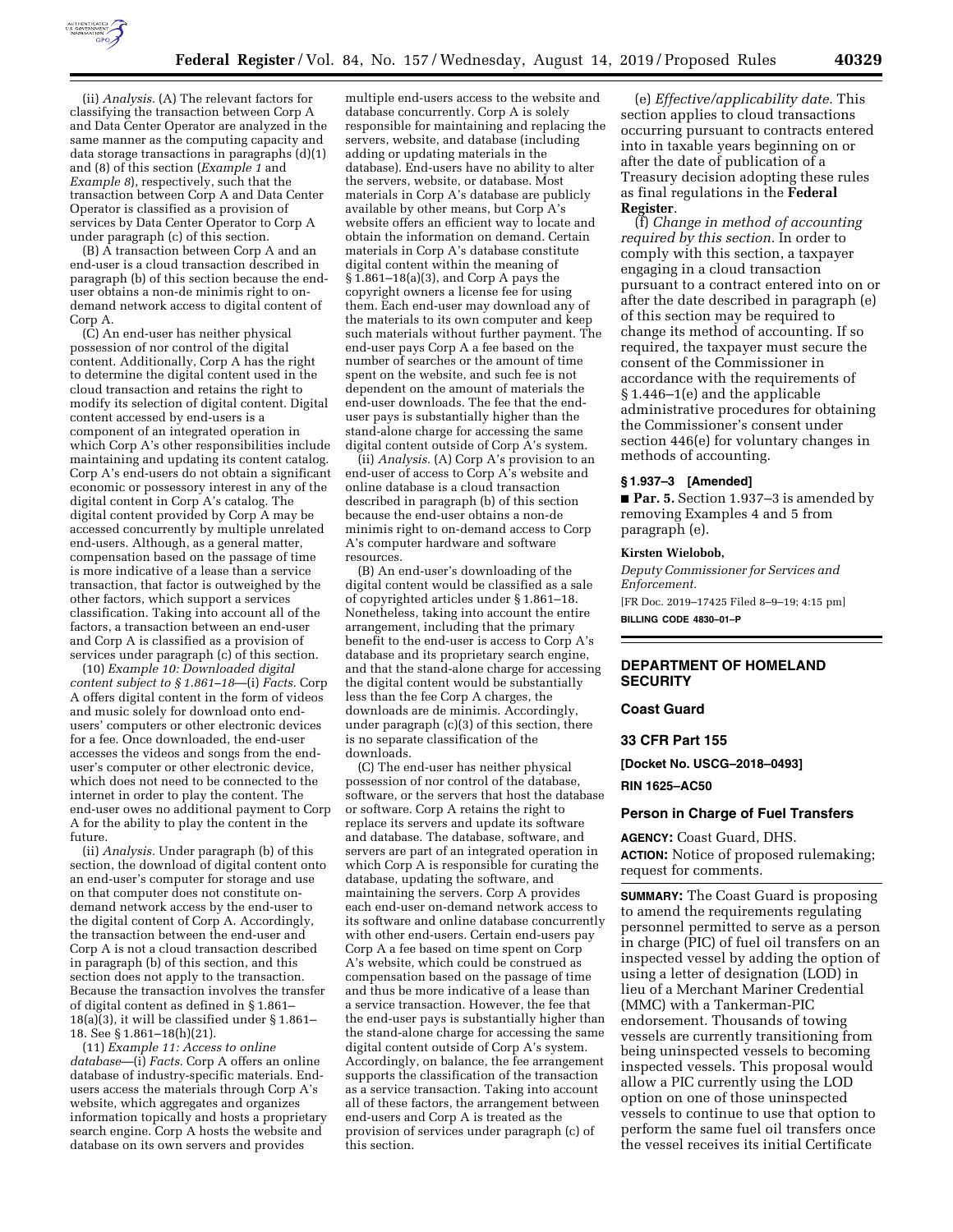(ii) *Analysis.* (A) The relevant factors for classifying the transaction between Corp A and Data Center Operator are analyzed in the same manner as the computing capacity and data storage transactions in paragraphs (d)(1) and (8) of this section (*Example 1* and *Example 8*), respectively, such that the transaction between Corp A and Data Center Operator is classified as a provision of services by Data Center Operator to Corp A under paragraph (c) of this section.

(B) A transaction between Corp A and an end-user is a cloud transaction described in paragraph (b) of this section because the end-user obtains a non-de minimis right to on-demand network access to digital content of Corp A.

(C) An end-user has neither physical possession of nor control of the digital content. Additionally, Corp A has the right to determine the digital content used in the cloud transaction and retains the right to modify its selection of digital content. Digital content accessed by end-users is a component of an integrated operation in which Corp A's other responsibilities include maintaining and updating its content catalog. Corp A's end-users do not obtain a significant economic or possessory interest in any of the digital content in Corp A's catalog. The digital content provided by Corp A may be accessed concurrently by multiple unrelated end-users. Although, as a general matter, compensation based on the passage of time is more indicative of a lease than a service transaction, that factor is outweighed by the other factors, which support a services classification. Taking into account all of the factors, a transaction between an end-user and Corp A is classified as a provision of services under paragraph (c) of this section.

(10) *Example 10: Downloaded digital content subject to § 1.861–18*—(i) *Facts.* Corp A offers digital content in the form of videos and music solely for download onto end-users' computers or other electronic devices for a fee. Once downloaded, the end-user accesses the videos and songs from the end-user's computer or other electronic device, which does not need to be connected to the internet in order to play the content. The end-user owes no additional payment to Corp A for the ability to play the content in the future.

(ii) *Analysis.* Under paragraph (b) of this section, the download of digital content onto an end-user's computer for storage and use on that computer does not constitute on-demand network access by the end-user to the digital content of Corp A. Accordingly, the transaction between the end-user and Corp A is not a cloud transaction described in paragraph (b) of this section, and this section does not apply to the transaction. Because the transaction involves the transfer of digital content as defined in § 1.861–18(a)(3), it will be classified under § 1.861–18. See § 1.861–18(h)(21).

(11) *Example 11: Access to online database*—(i) *Facts.* Corp A offers an online database of industry-specific materials. End-users access the materials through Corp A's website, which aggregates and organizes information topically and hosts a proprietary search engine. Corp A hosts the website and database on its own servers and provides multiple end-users access to the website and database concurrently. Corp A is solely responsible for maintaining and replacing the servers, website, and database (including adding or updating materials in the database). End-users have no ability to alter the servers, website, or database. Most materials in Corp A's database are publicly available by other means, but Corp A's website offers an efficient way to locate and obtain the information on demand. Certain materials in Corp A's database constitute digital content within the meaning of § 1.861–18(a)(3), and Corp A pays the copyright owners a license fee for using them. Each end-user may download any of the materials to its own computer and keep such materials without further payment. The end-user pays Corp A a fee based on the number of searches or the amount of time spent on the website, and such fee is not dependent on the amount of materials the end-user downloads. The fee that the end-user pays is substantially higher than the stand-alone charge for accessing the same digital content outside of Corp A's system.

(ii) *Analysis.* (A) Corp A's provision to an end-user of access to Corp A's website and online database is a cloud transaction described in paragraph (b) of this section because the end-user obtains a non-de minimis right to on-demand access to Corp A's computer hardware and software resources.

(B) An end-user's downloading of the digital content would be classified as a sale of copyrighted articles under § 1.861–18. Nonetheless, taking into account the entire arrangement, including that the primary benefit to the end-user is access to Corp A's database and its proprietary search engine, and that the stand-alone charge for accessing the digital content would be substantially less than the fee Corp A charges, the downloads are de minimis. Accordingly, under paragraph (c)(3) of this section, there is no separate classification of the downloads.

(C) The end-user has neither physical possession of nor control of the database, software, or the servers that host the database or software. Corp A retains the right to replace its servers and update its software and database. The database, software, and servers are part of an integrated operation in which Corp A is responsible for curating the database, updating the software, and maintaining the servers. Corp A provides each end-user on-demand network access to its software and online database concurrently with other end-users. Certain end-users pay Corp A a fee based on time spent on Corp A's website, which could be construed as compensation based on the passage of time and thus be more indicative of a lease than a service transaction. However, the fee that the end-user pays is substantially higher than the stand-alone charge for accessing the same digital content outside of Corp A's system. Accordingly, on balance, the fee arrangement supports the classification of the transaction as a service transaction. Taking into account all of these factors, the arrangement between end-users and Corp A is treated as the provision of services under paragraph (c) of this section.

(e) *Effective/applicability date.* This section applies to cloud transactions occurring pursuant to contracts entered into in taxable years beginning on or after the date of publication of a Treasury decision adopting these rules as final regulations in the **Federal Register**.

(f) *Change in method of accounting required by this section.* In order to comply with this section, a taxpayer engaging in a cloud transaction pursuant to a contract entered into on or after the date described in paragraph (e) of this section may be required to change its method of accounting. If so required, the taxpayer must secure the consent of the Commissioner in accordance with the requirements of § 1.446–1(e) and the applicable administrative procedures for obtaining the Commissioner's consent under section 446(e) for voluntary changes in methods of accounting.

**§ 1.937–3 [Amended]**

■ **Par. 5.** Section 1.937–3 is amended by removing Examples 4 and 5 from paragraph (e).

**Kirsten Wielobob,**

*Deputy Commissioner for Services and Enforcement.*

[FR Doc. 2019–17425 Filed 8–9–19; 4:15 pm]

**BILLING CODE 4830–01–P**

---

## DEPARTMENT OF HOMELAND SECURITY

### Coast Guard

### 33 CFR Part 155

**[Docket No. USCG–2018–0493]**

**RIN 1625–AC50**

### Person in Charge of Fuel Transfers

**AGENCY:** Coast Guard, DHS.

**ACTION:** Notice of proposed rulemaking; request for comments.

**SUMMARY:** The Coast Guard is proposing to amend the requirements regulating personnel permitted to serve as a person in charge (PIC) of fuel oil transfers on an inspected vessel by adding the option of using a letter of designation (LOD) in lieu of a Merchant Mariner Credential (MMC) with a Tankerman-PIC endorsement. Thousands of towing vessels are currently transitioning from being uninspected vessels to becoming inspected vessels. This proposal would allow a PIC currently using the LOD option on one of those uninspected vessels to continue to use that option to perform the same fuel oil transfers once the vessel receives its initial Certificate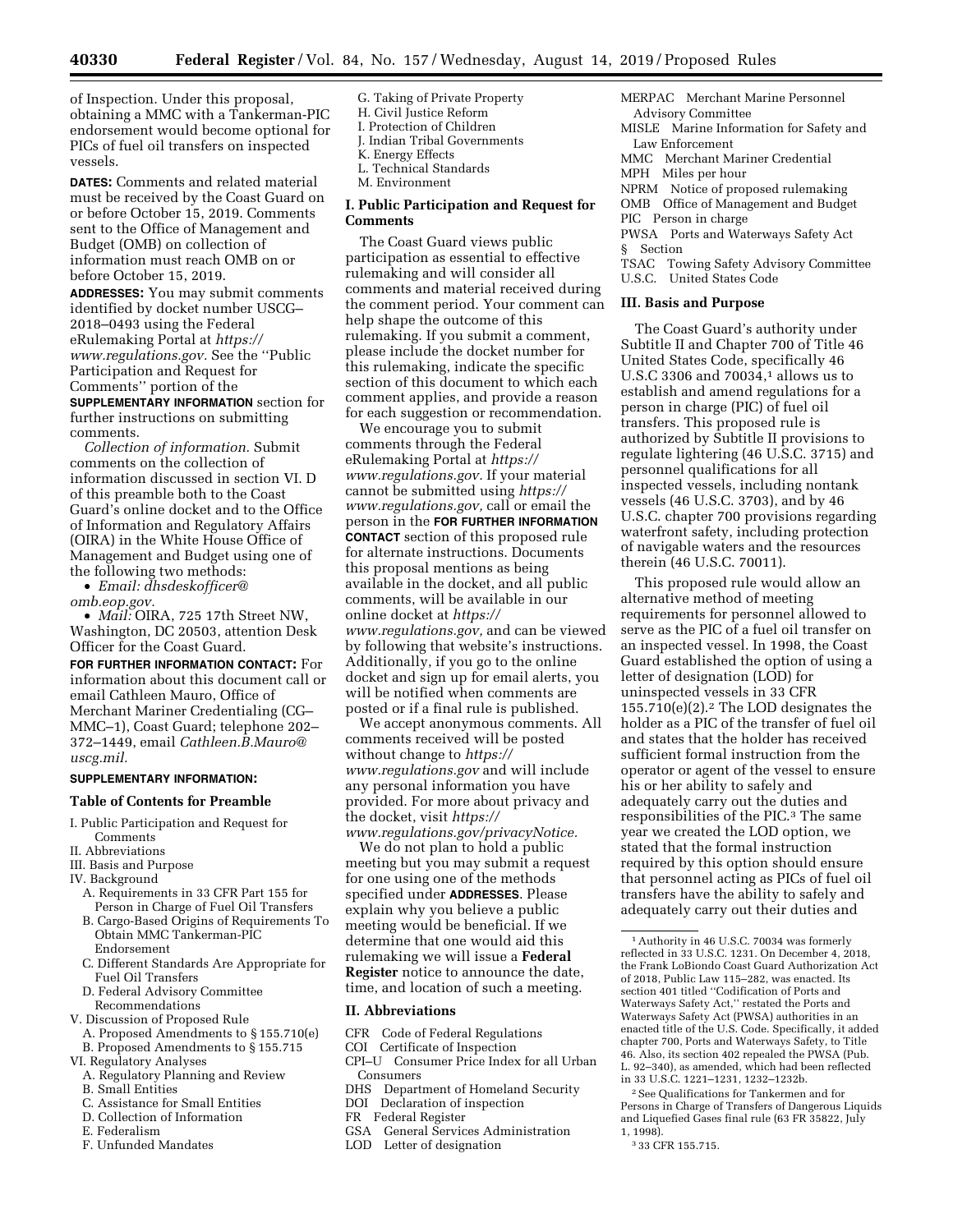of Inspection. Under this proposal, obtaining a MMC with a Tankerman-PIC endorsement would become optional for PICs of fuel oil transfers on inspected vessels.

**DATES:** Comments and related material must be received by the Coast Guard on or before October 15, 2019. Comments sent to the Office of Management and Budget (OMB) on collection of information must reach OMB on or before October 15, 2019.

**ADDRESSES:** You may submit comments identified by docket number USCG–2018–0493 using the Federal eRulemaking Portal at *https://www.regulations.gov.* See the ''Public Participation and Request for Comments'' portion of the **SUPPLEMENTARY INFORMATION** section for further instructions on submitting comments.

*Collection of information.* Submit comments on the collection of information discussed in section VI. D of this preamble both to the Coast Guard's online docket and to the Office of Information and Regulatory Affairs (OIRA) in the White House Office of Management and Budget using one of the following two methods:

- *Email: dhsdeskofficer@omb.eop.gov.*
- *Mail:* OIRA, 725 17th Street NW, Washington, DC 20503, attention Desk Officer for the Coast Guard.

**FOR FURTHER INFORMATION CONTACT:** For information about this document call or email Cathleen Mauro, Office of Merchant Mariner Credentialing (CG–MMC–1), Coast Guard; telephone 202–372–1449, email *Cathleen.B.Mauro@uscg.mil.*

**SUPPLEMENTARY INFORMATION:**

**Table of Contents for Preamble**

I. Public Participation and Request for Comments
II. Abbreviations
III. Basis and Purpose
IV. Background
  A. Requirements in 33 CFR Part 155 for Person in Charge of Fuel Oil Transfers
  B. Cargo-Based Origins of Requirements To Obtain MMC Tankerman-PIC Endorsement
  C. Different Standards Are Appropriate for Fuel Oil Transfers
  D. Federal Advisory Committee Recommendations
V. Discussion of Proposed Rule
  A. Proposed Amendments to § 155.710(e)
  B. Proposed Amendments to § 155.715
VI. Regulatory Analyses
  A. Regulatory Planning and Review
  B. Small Entities
  C. Assistance for Small Entities
  D. Collection of Information
  E. Federalism
  F. Unfunded Mandates
  G. Taking of Private Property
  H. Civil Justice Reform
  I. Protection of Children
  J. Indian Tribal Governments
  K. Energy Effects
  L. Technical Standards
  M. Environment

## I. Public Participation and Request for Comments

The Coast Guard views public participation as essential to effective rulemaking and will consider all comments and material received during the comment period. Your comment can help shape the outcome of this rulemaking. If you submit a comment, please include the docket number for this rulemaking, indicate the specific section of this document to which each comment applies, and provide a reason for each suggestion or recommendation.

We encourage you to submit comments through the Federal eRulemaking Portal at *https://www.regulations.gov.* If your material cannot be submitted using *https://www.regulations.gov,* call or email the person in the **FOR FURTHER INFORMATION CONTACT** section of this proposed rule for alternate instructions. Documents this proposal mentions as being available in the docket, and all public comments, will be available in our online docket at *https://www.regulations.gov,* and can be viewed by following that website's instructions. Additionally, if you go to the online docket and sign up for email alerts, you will be notified when comments are posted or if a final rule is published.

We accept anonymous comments. All comments received will be posted without change to *https://www.regulations.gov* and will include any personal information you have provided. For more about privacy and the docket, visit *https://www.regulations.gov/privacyNotice.*

We do not plan to hold a public meeting but you may submit a request for one using one of the methods specified under **ADDRESSES**. Please explain why you believe a public meeting would be beneficial. If we determine that one would aid this rulemaking we will issue a **Federal Register** notice to announce the date, time, and location of such a meeting.

## II. Abbreviations

CFR Code of Federal Regulations
COI Certificate of Inspection
CPI–U Consumer Price Index for all Urban Consumers
DHS Department of Homeland Security
DOI Declaration of inspection
FR Federal Register
GSA General Services Administration
LOD Letter of designation
MERPAC Merchant Marine Personnel Advisory Committee
MISLE Marine Information for Safety and Law Enforcement
MMC Merchant Mariner Credential
MPH Miles per hour
NPRM Notice of proposed rulemaking
OMB Office of Management and Budget
PIC Person in charge
PWSA Ports and Waterways Safety Act
§ Section
TSAC Towing Safety Advisory Committee
U.S.C. United States Code

## III. Basis and Purpose

The Coast Guard's authority under Subtitle II and Chapter 700 of Title 46 United States Code, specifically 46 U.S.C 3306 and 70034,[1] allows us to establish and amend regulations for a person in charge (PIC) of fuel oil transfers. This proposed rule is authorized by Subtitle II provisions to regulate lightering (46 U.S.C. 3715) and personnel qualifications for all inspected vessels, including nontank vessels (46 U.S.C. 3703), and by 46 U.S.C. chapter 700 provisions regarding waterfront safety, including protection of navigable waters and the resources therein (46 U.S.C. 70011).

This proposed rule would allow an alternative method of meeting requirements for personnel allowed to serve as the PIC of a fuel oil transfer on an inspected vessel. In 1998, the Coast Guard established the option of using a letter of designation (LOD) for uninspected vessels in 33 CFR 155.710(e)(2).[2] The LOD designates the holder as a PIC of the transfer of fuel oil and states that the holder has received sufficient formal instruction from the operator or agent of the vessel to ensure his or her ability to safely and adequately carry out the duties and responsibilities of the PIC.[3] The same year we created the LOD option, we stated that the formal instruction required by this option should ensure that personnel acting as PICs of fuel oil transfers have the ability to safely and adequately carry out their duties and

[1] Authority in 46 U.S.C. 70034 was formerly reflected in 33 U.S.C. 1231. On December 4, 2018, the Frank LoBiondo Coast Guard Authorization Act of 2018, Public Law 115–282, was enacted. Its section 401 titled ''Codification of Ports and Waterways Safety Act,'' restated the Ports and Waterways Safety Act (PWSA) authorities in an enacted title of the U.S. Code. Specifically, it added chapter 700, Ports and Waterways Safety, to Title 46. Also, its section 402 repealed the PWSA (Pub. L. 92–340), as amended, which had been reflected in 33 U.S.C. 1221–1231, 1232–1232b.

[2] See Qualifications for Tankermen and for Persons in Charge of Transfers of Dangerous Liquids and Liquefied Gases final rule (63 FR 35822, July 1, 1998).

[3] 33 CFR 155.715.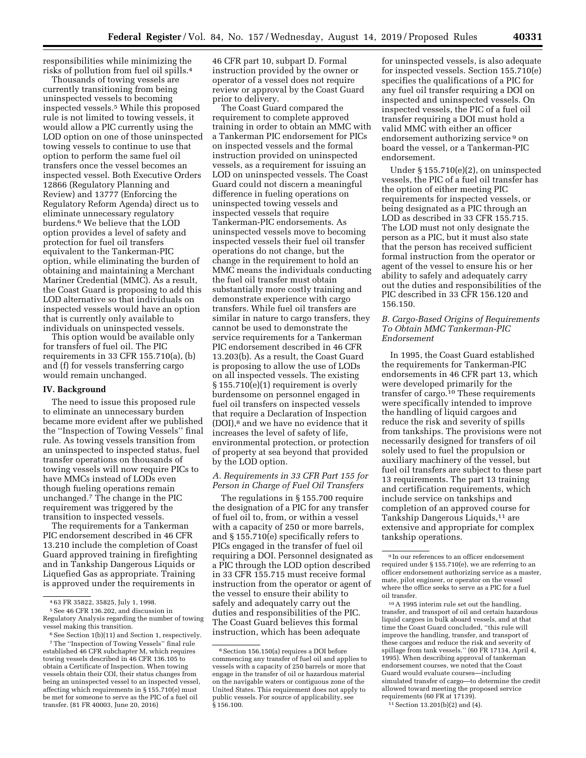responsibilities while minimizing the risks of pollution from fuel oil spills.[4]

Thousands of towing vessels are currently transitioning from being uninspected vessels to becoming inspected vessels.[5] While this proposed rule is not limited to towing vessels, it would allow a PIC currently using the LOD option on one of those uninspected towing vessels to continue to use that option to perform the same fuel oil transfers once the vessel becomes an inspected vessel. Both Executive Orders 12866 (Regulatory Planning and Review) and 13777 (Enforcing the Regulatory Reform Agenda) direct us to eliminate unnecessary regulatory burdens.[6] We believe that the LOD option provides a level of safety and protection for fuel oil transfers equivalent to the Tankerman-PIC option, while eliminating the burden of obtaining and maintaining a Merchant Mariner Credential (MMC). As a result, the Coast Guard is proposing to add this LOD alternative so that individuals on inspected vessels would have an option that is currently only available to individuals on uninspected vessels.

This option would be available only for transfers of fuel oil. The PIC requirements in 33 CFR 155.710(a), (b) and (f) for vessels transferring cargo would remain unchanged.

## IV. Background

The need to issue this proposed rule to eliminate an unnecessary burden became more evident after we published the "Inspection of Towing Vessels" final rule. As towing vessels transition from an uninspected to inspected status, fuel transfer operations on thousands of towing vessels will now require PICs to have MMCs instead of LODs even though fueling operations remain unchanged.[7] The change in the PIC requirement was triggered by the transition to inspected vessels.

The requirements for a Tankerman PIC endorsement described in 46 CFR 13.210 include the completion of Coast Guard approved training in firefighting and in Tankship Dangerous Liquids or Liquefied Gas as appropriate. Training is approved under the requirements in 46 CFR part 10, subpart D. Formal instruction provided by the owner or operator of a vessel does not require review or approval by the Coast Guard prior to delivery.

The Coast Guard compared the requirement to complete approved training in order to obtain an MMC with a Tankerman PIC endorsement for PICs on inspected vessels and the formal instruction provided on uninspected vessels, as a requirement for issuing an LOD on uninspected vessels. The Coast Guard could not discern a meaningful difference in fueling operations on uninspected towing vessels and inspected vessels that require Tankerman-PIC endorsements. As uninspected vessels move to becoming inspected vessels their fuel oil transfer operations do not change, but the change in the requirement to hold an MMC means the individuals conducting the fuel oil transfer must obtain substantially more costly training and demonstrate experience with cargo transfers. While fuel oil transfers are similar in nature to cargo transfers, they cannot be used to demonstrate the service requirements for a Tankerman PIC endorsement described in 46 CFR 13.203(b). As a result, the Coast Guard is proposing to allow the use of LODs on all inspected vessels. The existing § 155.710(e)(1) requirement is overly burdensome on personnel engaged in fuel oil transfers on inspected vessels that require a Declaration of Inspection (DOI),[8] and we have no evidence that it increases the level of safety of life, environmental protection, or protection of property at sea beyond that provided by the LOD option.

### A. Requirements in 33 CFR Part 155 for Person in Charge of Fuel Oil Transfers

The regulations in § 155.700 require the designation of a PIC for any transfer of fuel oil to, from, or within a vessel with a capacity of 250 or more barrels, and § 155.710(e) specifically refers to PICs engaged in the transfer of fuel oil requiring a DOI. Personnel designated as a PIC through the LOD option described in 33 CFR 155.715 must receive formal instruction from the operator or agent of the vessel to ensure their ability to safely and adequately carry out the duties and responsibilities of the PIC. The Coast Guard believes this formal instruction, which has been adequate for uninspected vessels, is also adequate for inspected vessels. Section 155.710(e) specifies the qualifications of a PIC for any fuel oil transfer requiring a DOI on inspected and uninspected vessels. On inspected vessels, the PIC of a fuel oil transfer requiring a DOI must hold a valid MMC with either an officer endorsement authorizing service[9] on board the vessel, or a Tankerman-PIC endorsement.

Under § 155.710(e)(2), on uninspected vessels, the PIC of a fuel oil transfer has the option of either meeting PIC requirements for inspected vessels, or being designated as a PIC through an LOD as described in 33 CFR 155.715. The LOD must not only designate the person as a PIC, but it must also state that the person has received sufficient formal instruction from the operator or agent of the vessel to ensure his or her ability to safely and adequately carry out the duties and responsibilities of the PIC described in 33 CFR 156.120 and 156.150.

### B. Cargo-Based Origins of Requirements To Obtain MMC Tankerman-PIC Endorsement

In 1995, the Coast Guard established the requirements for Tankerman-PIC endorsements in 46 CFR part 13, which were developed primarily for the transfer of cargo.[10] These requirements were specifically intended to improve the handling of liquid cargoes and reduce the risk and severity of spills from tankships. The provisions were not necessarily designed for transfers of oil solely used to fuel the propulsion or auxiliary machinery of the vessel, but fuel oil transfers are subject to these part 13 requirements. The part 13 training and certification requirements, which include service on tankships and completion of an approved course for Tankship Dangerous Liquids,[11] are extensive and appropriate for complex tankship operations.

---

[4] 63 FR 35822, 35825, July 1, 1998.

[5] See 46 CFR 136.202, and discussion in Regulatory Analysis regarding the number of towing vessel making this transition.

[6] See Section 1(b)(11) and Section 1, respectively.

[7] The "Inspection of Towing Vessels" final rule established 46 CFR subchapter M, which requires towing vessels described in 46 CFR 136.105 to obtain a Certificate of Inspection. When towing vessels obtain their COI, their status changes from being an uninspected vessel to an inspected vessel, affecting which requirements in § 155.710(e) must be met for someone to serve as the PIC of a fuel oil transfer. (81 FR 40003, June 20, 2016)

[8] Section 156.150(a) requires a DOI before commencing any transfer of fuel oil and applies to vessels with a capacity of 250 barrels or more that engage in the transfer of oil or hazardous material on the navigable waters or contiguous zone of the United States. This requirement does not apply to public vessels. For source of applicability, see § 156.100.

[9] In our references to an officer endorsement required under § 155.710(e), we are referring to an officer endorsement authorizing service as a master, mate, pilot engineer, or operator on the vessel where the office seeks to serve as a PIC for a fuel oil transfer.

[10] A 1995 interim rule set out the handling, transfer, and transport of oil and certain hazardous liquid cargoes in bulk aboard vessels, and at that time the Coast Guard concluded, "this rule will improve the handling, transfer, and transport of these cargoes and reduce the risk and severity of spillage from tank vessels." (60 FR 17134, April 4, 1995). When describing approval of tankerman endorsement courses, we noted that the Coast Guard would evaluate courses—including simulated transfer of cargo—to determine the credit allowed toward meeting the proposed service requirements (60 FR at 17139).

[11] Section 13.201(b)(2) and (4).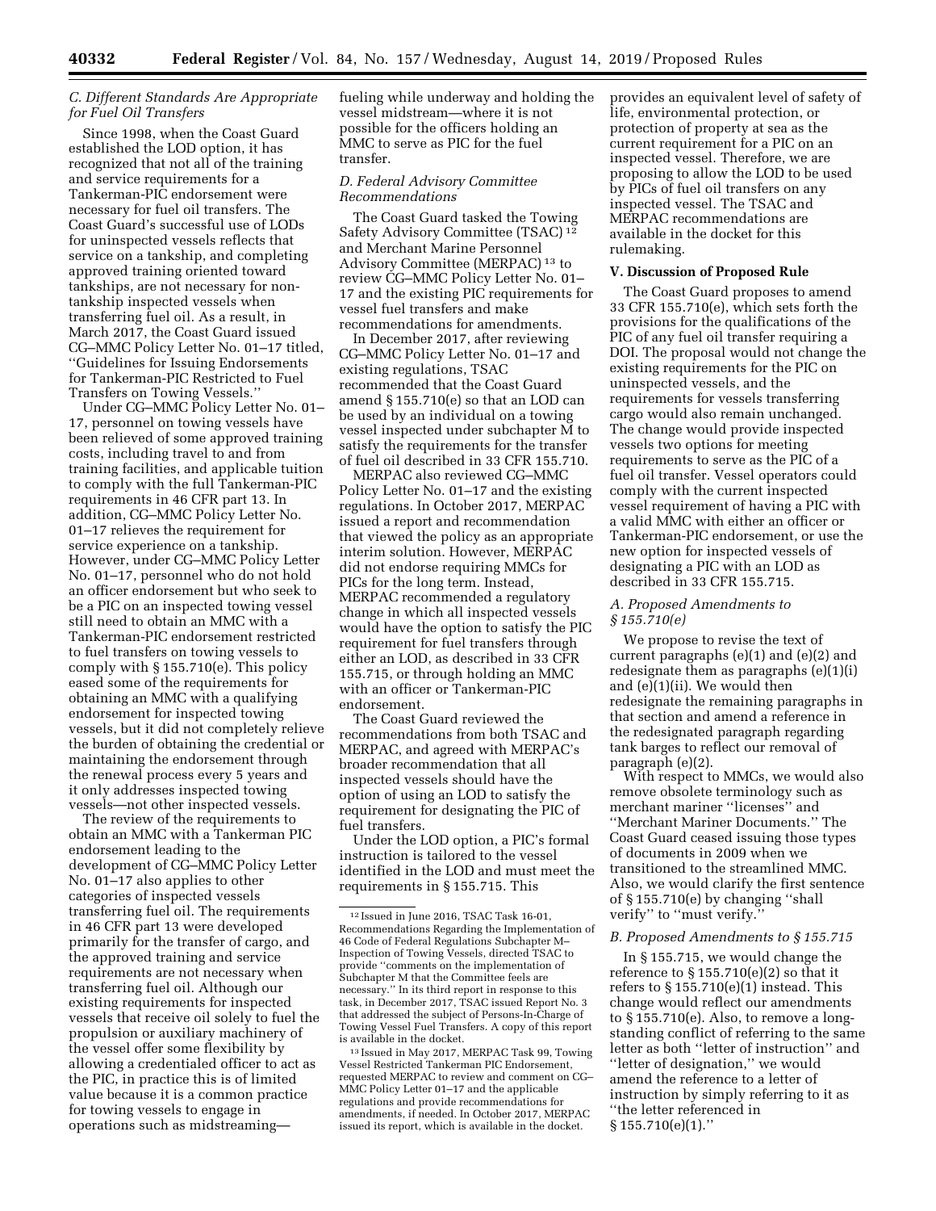### C. Different Standards Are Appropriate for Fuel Oil Transfers

Since 1998, when the Coast Guard established the LOD option, it has recognized that not all of the training and service requirements for a Tankerman-PIC endorsement were necessary for fuel oil transfers. The Coast Guard's successful use of LODs for uninspected vessels reflects that service on a tankship, and completing approved training oriented toward tankships, are not necessary for non-tankship inspected vessels when transferring fuel oil. As a result, in March 2017, the Coast Guard issued CG–MMC Policy Letter No. 01–17 titled, "Guidelines for Issuing Endorsements for Tankerman-PIC Restricted to Fuel Transfers on Towing Vessels."

Under CG–MMC Policy Letter No. 01–17, personnel on towing vessels have been relieved of some approved training costs, including travel to and from training facilities, and applicable tuition to comply with the full Tankerman-PIC requirements in 46 CFR part 13. In addition, CG–MMC Policy Letter No. 01–17 relieves the requirement for service experience on a tankship. However, under CG–MMC Policy Letter No. 01–17, personnel who do not hold an officer endorsement but who seek to be a PIC on an inspected towing vessel still need to obtain an MMC with a Tankerman-PIC endorsement restricted to fuel transfers on towing vessels to comply with § 155.710(e). This policy eased some of the requirements for obtaining an MMC with a qualifying endorsement for inspected towing vessels, but it did not completely relieve the burden of obtaining the credential or maintaining the endorsement through the renewal process every 5 years and it only addresses inspected towing vessels—not other inspected vessels.

The review of the requirements to obtain an MMC with a Tankerman PIC endorsement leading to the development of CG–MMC Policy Letter No. 01–17 also applies to other categories of inspected vessels transferring fuel oil. The requirements in 46 CFR part 13 were developed primarily for the transfer of cargo, and the approved training and service requirements are not necessary when transferring fuel oil. Although our existing requirements for inspected vessels that receive oil solely to fuel the propulsion or auxiliary machinery of the vessel offer some flexibility by allowing a credentialed officer to act as the PIC, in practice this is of limited value because it is a common practice for towing vessels to engage in operations such as midstreaming—fueling while underway and holding the vessel midstream—where it is not possible for the officers holding an MMC to serve as PIC for the fuel transfer.

### D. Federal Advisory Committee Recommendations

The Coast Guard tasked the Towing Safety Advisory Committee (TSAC)[12] and Merchant Marine Personnel Advisory Committee (MERPAC)[13] to review CG–MMC Policy Letter No. 01–17 and the existing PIC requirements for vessel fuel transfers and make recommendations for amendments.

In December 2017, after reviewing CG–MMC Policy Letter No. 01–17 and existing regulations, TSAC recommended that the Coast Guard amend § 155.710(e) so that an LOD can be used by an individual on a towing vessel inspected under subchapter M to satisfy the requirements for the transfer of fuel oil described in 33 CFR 155.710.

MERPAC also reviewed CG–MMC Policy Letter No. 01–17 and the existing regulations. In October 2017, MERPAC issued a report and recommendation that viewed the policy as an appropriate interim solution. However, MERPAC did not endorse requiring MMCs for PICs for the long term. Instead, MERPAC recommended a regulatory change in which all inspected vessels would have the option to satisfy the PIC requirement for fuel transfers through either an LOD, as described in 33 CFR 155.715, or through holding an MMC with an officer or Tankerman-PIC endorsement.

The Coast Guard reviewed the recommendations from both TSAC and MERPAC, and agreed with MERPAC's broader recommendation that all inspected vessels should have the option of using an LOD to satisfy the requirement for designating the PIC of fuel transfers.

Under the LOD option, a PIC's formal instruction is tailored to the vessel identified in the LOD and must meet the requirements in § 155.715. This provides an equivalent level of safety of life, environmental protection, or protection of property at sea as the current requirement for a PIC on an inspected vessel. Therefore, we are proposing to allow the LOD to be used by PICs of fuel oil transfers on any inspected vessel. The TSAC and MERPAC recommendations are available in the docket for this rulemaking.

## V. Discussion of Proposed Rule

The Coast Guard proposes to amend 33 CFR 155.710(e), which sets forth the provisions for the qualifications of the PIC of any fuel oil transfer requiring a DOI. The proposal would not change the existing requirements for the PIC on uninspected vessels, and the requirements for vessels transferring cargo would also remain unchanged. The change would provide inspected vessels two options for meeting requirements to serve as the PIC of a fuel oil transfer. Vessel operators could comply with the current inspected vessel requirement of having a PIC with a valid MMC with either an officer or Tankerman-PIC endorsement, or use the new option for inspected vessels of designating a PIC with an LOD as described in 33 CFR 155.715.

### A. Proposed Amendments to § 155.710(e)

We propose to revise the text of current paragraphs (e)(1) and (e)(2) and redesignate them as paragraphs (e)(1)(i) and (e)(1)(ii). We would then redesignate the remaining paragraphs in that section and amend a reference in the redesignated paragraph regarding tank barges to reflect our removal of paragraph (e)(2).

With respect to MMCs, we would also remove obsolete terminology such as merchant mariner "licenses" and "Merchant Mariner Documents." The Coast Guard ceased issuing those types of documents in 2009 when we transitioned to the streamlined MMC. Also, we would clarify the first sentence of § 155.710(e) by changing "shall verify" to "must verify."

### B. Proposed Amendments to § 155.715

In § 155.715, we would change the reference to § 155.710(e)(2) so that it refers to § 155.710(e)(1) instead. This change would reflect our amendments to § 155.710(e). Also, to remove a long-standing conflict of referring to the same letter as both "letter of instruction" and "letter of designation," we would amend the reference to a letter of instruction by simply referring to it as "the letter referenced in § 155.710(e)(1)."

---

[12] Issued in June 2016, TSAC Task 16-01, Recommendations Regarding the Implementation of 46 Code of Federal Regulations Subchapter M–Inspection of Towing Vessels, directed TSAC to provide "comments on the implementation of Subchapter M that the Committee feels are necessary." In its third report in response to this task, in December 2017, TSAC issued Report No. 3 that addressed the subject of Persons-In-Charge of Towing Vessel Fuel Transfers. A copy of this report is available in the docket.

[13] Issued in May 2017, MERPAC Task 99, Towing Vessel Restricted Tankerman PIC Endorsement, requested MERPAC to review and comment on CG–MMC Policy Letter 01–17 and the applicable regulations and provide recommendations for amendments, if needed. In October 2017, MERPAC issued its report, which is available in the docket.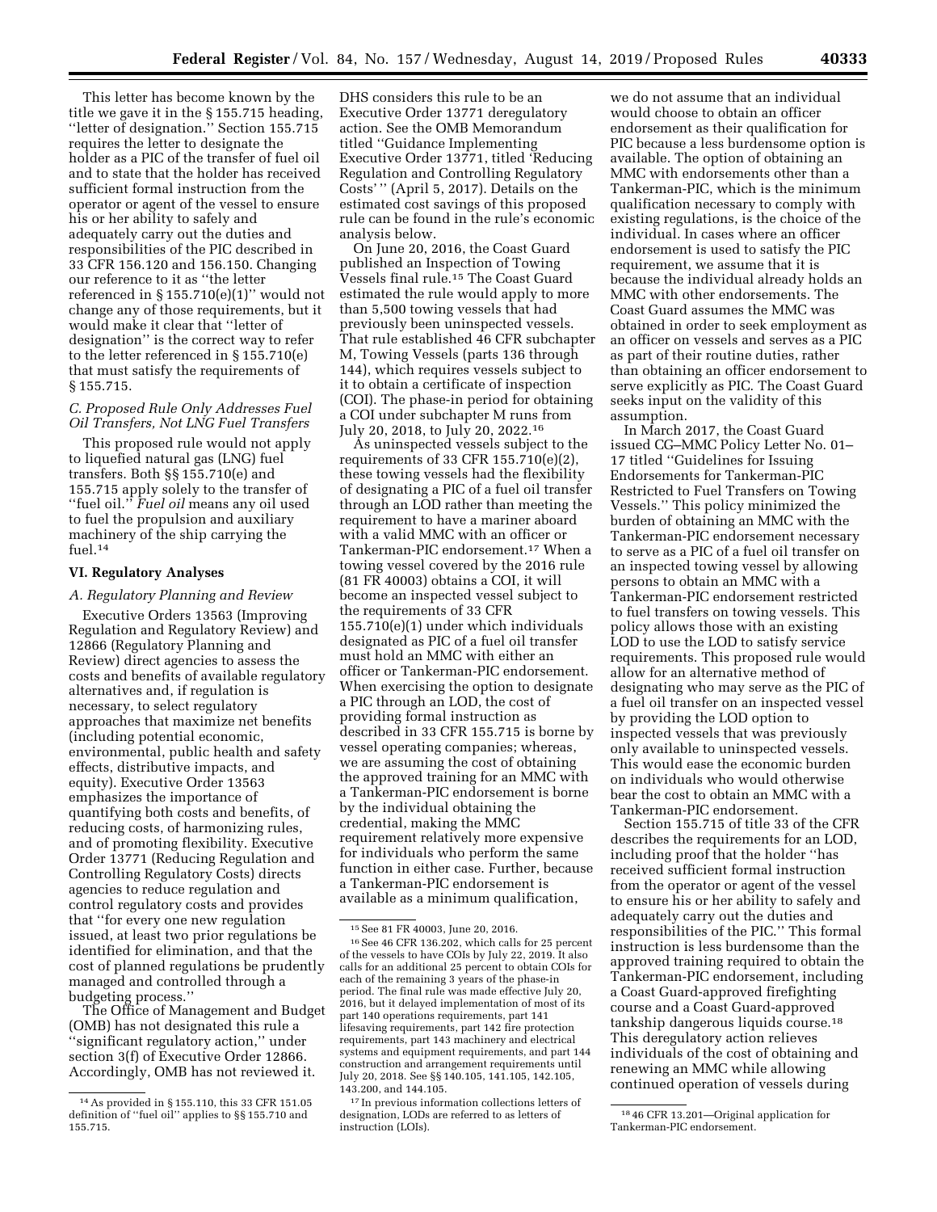This letter has become known by the title we gave it in the § 155.715 heading, ''letter of designation.'' Section 155.715 requires the letter to designate the holder as a PIC of the transfer of fuel oil and to state that the holder has received sufficient formal instruction from the operator or agent of the vessel to ensure his or her ability to safely and adequately carry out the duties and responsibilities of the PIC described in 33 CFR 156.120 and 156.150. Changing our reference to it as ''the letter referenced in § 155.710(e)(1)'' would not change any of those requirements, but it would make it clear that ''letter of designation'' is the correct way to refer to the letter referenced in § 155.710(e) that must satisfy the requirements of § 155.715.

### C. Proposed Rule Only Addresses Fuel Oil Transfers, Not LNG Fuel Transfers

This proposed rule would not apply to liquefied natural gas (LNG) fuel transfers. Both §§ 155.710(e) and 155.715 apply solely to the transfer of ''fuel oil.'' *Fuel oil* means any oil used to fuel the propulsion and auxiliary machinery of the ship carrying the fuel.[14]

## VI. Regulatory Analyses

### A. Regulatory Planning and Review

Executive Orders 13563 (Improving Regulation and Regulatory Review) and 12866 (Regulatory Planning and Review) direct agencies to assess the costs and benefits of available regulatory alternatives and, if regulation is necessary, to select regulatory approaches that maximize net benefits (including potential economic, environmental, public health and safety effects, distributive impacts, and equity). Executive Order 13563 emphasizes the importance of quantifying both costs and benefits, of reducing costs, of harmonizing rules, and of promoting flexibility. Executive Order 13771 (Reducing Regulation and Controlling Regulatory Costs) directs agencies to reduce regulation and control regulatory costs and provides that ''for every one new regulation issued, at least two prior regulations be identified for elimination, and that the cost of planned regulations be prudently managed and controlled through a budgeting process.''

The Office of Management and Budget (OMB) has not designated this rule a ''significant regulatory action,'' under section 3(f) of Executive Order 12866. Accordingly, OMB has not reviewed it.

DHS considers this rule to be an Executive Order 13771 deregulatory action. See the OMB Memorandum titled ''Guidance Implementing Executive Order 13771, titled 'Reducing Regulation and Controlling Regulatory Costs' '' (April 5, 2017). Details on the estimated cost savings of this proposed rule can be found in the rule's economic analysis below.

On June 20, 2016, the Coast Guard published an Inspection of Towing Vessels final rule.[15] The Coast Guard estimated the rule would apply to more than 5,500 towing vessels that had previously been uninspected vessels. That rule established 46 CFR subchapter M, Towing Vessels (parts 136 through 144), which requires vessels subject to it to obtain a certificate of inspection (COI). The phase-in period for obtaining a COI under subchapter M runs from July 20, 2018, to July 20, 2022.[16]

As uninspected vessels subject to the requirements of 33 CFR 155.710(e)(2), these towing vessels had the flexibility of designating a PIC of a fuel oil transfer through an LOD rather than meeting the requirement to have a mariner aboard with a valid MMC with an officer or Tankerman-PIC endorsement.[17] When a towing vessel covered by the 2016 rule (81 FR 40003) obtains a COI, it will become an inspected vessel subject to the requirements of 33 CFR 155.710(e)(1) under which individuals designated as PIC of a fuel oil transfer must hold an MMC with either an officer or Tankerman-PIC endorsement. When exercising the option to designate a PIC through an LOD, the cost of providing formal instruction as described in 33 CFR 155.715 is borne by vessel operating companies; whereas, we are assuming the cost of obtaining the approved training for an MMC with a Tankerman-PIC endorsement is borne by the individual obtaining the credential, making the MMC requirement relatively more expensive for individuals who perform the same function in either case. Further, because a Tankerman-PIC endorsement is available as a minimum qualification, we do not assume that an individual would choose to obtain an officer endorsement as their qualification for PIC because a less burdensome option is available. The option of obtaining an MMC with endorsements other than a Tankerman-PIC, which is the minimum qualification necessary to comply with existing regulations, is the choice of the individual. In cases where an officer endorsement is used to satisfy the PIC requirement, we assume that it is because the individual already holds an MMC with other endorsements. The Coast Guard assumes the MMC was obtained in order to seek employment as an officer on vessels and serves as a PIC as part of their routine duties, rather than obtaining an officer endorsement to serve explicitly as PIC. The Coast Guard seeks input on the validity of this assumption.

In March 2017, the Coast Guard issued CG–MMC Policy Letter No. 01–17 titled ''Guidelines for Issuing Endorsements for Tankerman-PIC Restricted to Fuel Transfers on Towing Vessels.'' This policy minimized the burden of obtaining an MMC with the Tankerman-PIC endorsement necessary to serve as a PIC of a fuel oil transfer on an inspected towing vessel by allowing persons to obtain an MMC with a Tankerman-PIC endorsement restricted to fuel transfers on towing vessels. This policy allows those with an existing LOD to use the LOD to satisfy service requirements. This proposed rule would allow for an alternative method of designating who may serve as the PIC of a fuel oil transfer on an inspected vessel by providing the LOD option to inspected vessels that was previously only available to uninspected vessels. This would ease the economic burden on individuals who would otherwise bear the cost to obtain an MMC with a Tankerman-PIC endorsement.

Section 155.715 of title 33 of the CFR describes the requirements for an LOD, including proof that the holder ''has received sufficient formal instruction from the operator or agent of the vessel to ensure his or her ability to safely and adequately carry out the duties and responsibilities of the PIC.'' This formal instruction is less burdensome than the approved training required to obtain the Tankerman-PIC endorsement, including a Coast Guard-approved firefighting course and a Coast Guard-approved tankship dangerous liquids course.[18] This deregulatory action relieves individuals of the cost of obtaining and renewing an MMC while allowing continued operation of vessels during

---

[14] As provided in § 155.110, this 33 CFR 151.05 definition of ''fuel oil'' applies to §§ 155.710 and 155.715.

[15] See 81 FR 40003, June 20, 2016.

[16] See 46 CFR 136.202, which calls for 25 percent of the vessels to have COIs by July 22, 2019. It also calls for an additional 25 percent to obtain COIs for each of the remaining 3 years of the phase-in period. The final rule was made effective July 20, 2016, but it delayed implementation of most of its part 140 operations requirements, part 141 lifesaving requirements, part 142 fire protection requirements, part 143 machinery and electrical systems and equipment requirements, and part 144 construction and arrangement requirements until July 20, 2018. See §§ 140.105, 141.105, 142.105, 143.200, and 144.105.

[17] In previous information collections letters of designation, LODs are referred to as letters of instruction (LOIs).

[18] 46 CFR 13.201—Original application for Tankerman-PIC endorsement.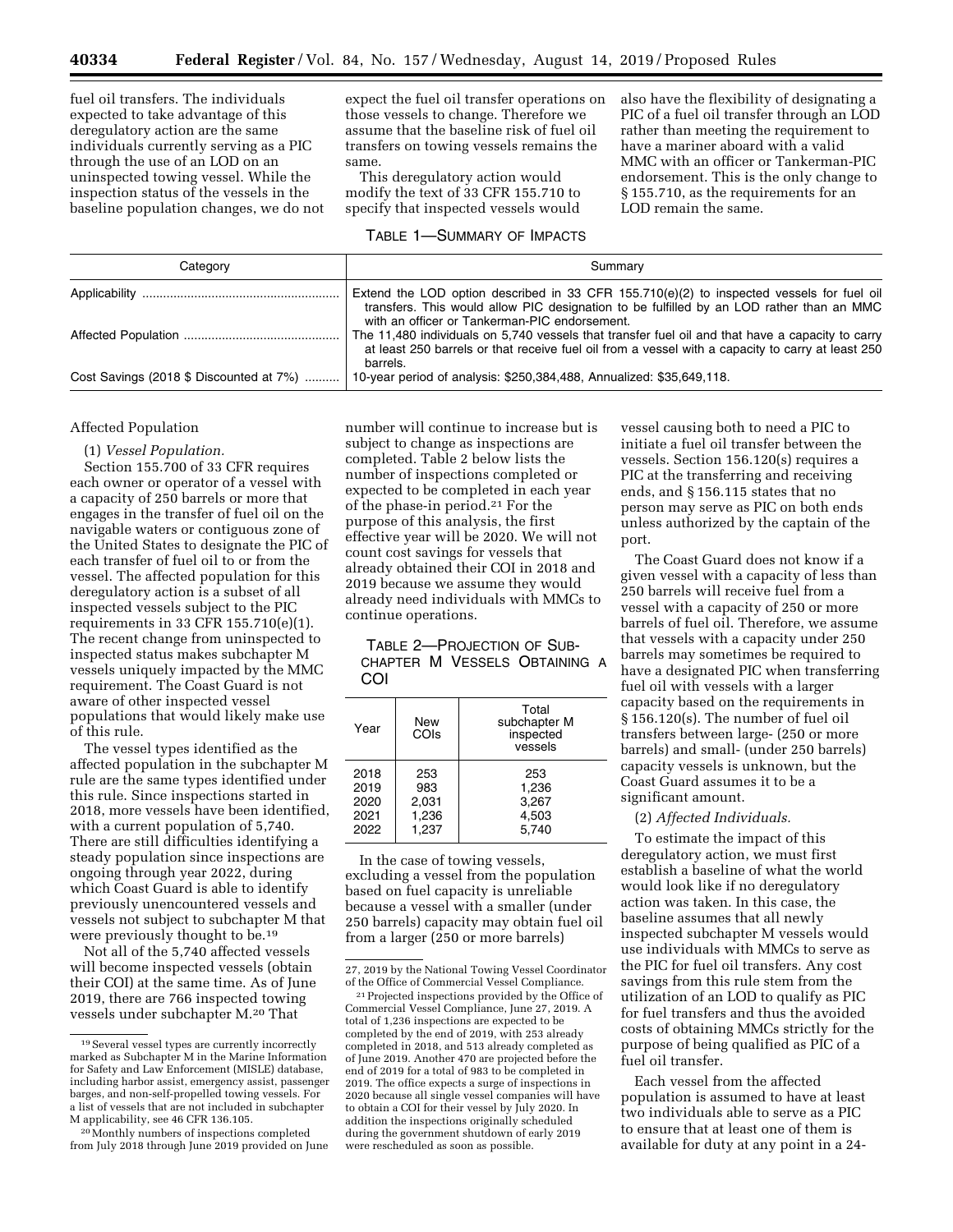fuel oil transfers. The individuals expected to take advantage of this deregulatory action are the same individuals currently serving as a PIC through the use of an LOD on an uninspected towing vessel. While the inspection status of the vessels in the baseline population changes, we do not expect the fuel oil transfer operations on those vessels to change. Therefore we assume that the baseline risk of fuel oil transfers on towing vessels remains the same.

This deregulatory action would modify the text of 33 CFR 155.710 to specify that inspected vessels would also have the flexibility of designating a PIC of a fuel oil transfer through an LOD rather than meeting the requirement to have a mariner aboard with a valid MMC with an officer or Tankerman-PIC endorsement. This is the only change to § 155.710, as the requirements for an LOD remain the same.

TABLE 1—SUMMARY OF IMPACTS

| Category | Summary |
|---|---|
| Applicability | Extend the LOD option described in 33 CFR 155.710(e)(2) to inspected vessels for fuel oil transfers. This would allow PIC designation to be fulfilled by an LOD rather than an MMC with an officer or Tankerman-PIC endorsement. |
| Affected Population | The 11,480 individuals on 5,740 vessels that transfer fuel oil and that have a capacity to carry at least 250 barrels or that receive fuel oil from a vessel with a capacity to carry at least 250 barrels. |
| Cost Savings (2018 $ Discounted at 7%) | 10-year period of analysis: $250,384,488, Annualized: $35,649,118. |

Affected Population

(1) *Vessel Population.*

Section 155.700 of 33 CFR requires each owner or operator of a vessel with a capacity of 250 barrels or more that engages in the transfer of fuel oil on the navigable waters or contiguous zone of the United States to designate the PIC of each transfer of fuel oil to or from the vessel. The affected population for this deregulatory action is a subset of all inspected vessels subject to the PIC requirements in 33 CFR 155.710(e)(1). The recent change from uninspected to inspected status makes subchapter M vessels uniquely impacted by the MMC requirement. The Coast Guard is not aware of other inspected vessel populations that would likely make use of this rule.

The vessel types identified as the affected population in the subchapter M rule are the same types identified under this rule. Since inspections started in 2018, more vessels have been identified, with a current population of 5,740. There are still difficulties identifying a steady population since inspections are ongoing through year 2022, during which Coast Guard is able to identify previously unencountered vessels and vessels not subject to subchapter M that were previously thought to be.[19]

Not all of the 5,740 affected vessels will become inspected vessels (obtain their COI) at the same time. As of June 2019, there are 766 inspected towing vessels under subchapter M.[20] That number will continue to increase but is subject to change as inspections are completed. Table 2 below lists the number of inspections completed or expected to be completed in each year of the phase-in period.[21] For the purpose of this analysis, the first effective year will be 2020. We will not count cost savings for vessels that already obtained their COI in 2018 and 2019 because we assume they would already need individuals with MMCs to continue operations.

TABLE 2—PROJECTION OF SUBCHAPTER M VESSELS OBTAINING A COI

| Year | New COIs | Total subchapter M inspected vessels |
|---|---|---|
| 2018 | 253 | 253 |
| 2019 | 983 | 1,236 |
| 2020 | 2,031 | 3,267 |
| 2021 | 1,236 | 4,503 |
| 2022 | 1,237 | 5,740 |

In the case of towing vessels, excluding a vessel from the population based on fuel capacity is unreliable because a vessel with a smaller (under 250 barrels) capacity may obtain fuel oil from a larger (250 or more barrels) vessel causing both to need a PIC to initiate a fuel oil transfer between the vessels. Section 156.120(s) requires a PIC at the transferring and receiving ends, and § 156.115 states that no person may serve as PIC on both ends unless authorized by the captain of the port.

The Coast Guard does not know if a given vessel with a capacity of less than 250 barrels will receive fuel from a vessel with a capacity of 250 or more barrels of fuel oil. Therefore, we assume that vessels with a capacity under 250 barrels may sometimes be required to have a designated PIC when transferring fuel oil with vessels with a larger capacity based on the requirements in § 156.120(s). The number of fuel oil transfers between large- (250 or more barrels) and small- (under 250 barrels) capacity vessels is unknown, but the Coast Guard assumes it to be a significant amount.

(2) *Affected Individuals.*

To estimate the impact of this deregulatory action, we must first establish a baseline of what the world would look like if no deregulatory action was taken. In this case, the baseline assumes that all newly inspected subchapter M vessels would use individuals with MMCs to serve as the PIC for fuel oil transfers. Any cost savings from this rule stem from the utilization of an LOD to qualify as PIC for fuel transfers and thus the avoided costs of obtaining MMCs strictly for the purpose of being qualified as PIC of a fuel oil transfer.

Each vessel from the affected population is assumed to have at least two individuals able to serve as a PIC to ensure that at least one of them is available for duty at any point in a 24-

[19] Several vessel types are currently incorrectly marked as Subchapter M in the Marine Information for Safety and Law Enforcement (MISLE) database, including harbor assist, emergency assist, passenger barges, and non-self-propelled towing vessels. For a list of vessels that are not included in subchapter M applicability, see 46 CFR 136.105.

[20] Monthly numbers of inspections completed from July 2018 through June 2019 provided on June 27, 2019 by the National Towing Vessel Coordinator of the Office of Commercial Vessel Compliance.

[21] Projected inspections provided by the Office of Commercial Vessel Compliance, June 27, 2019. A total of 1,236 inspections are expected to be completed by the end of 2019, with 253 already completed in 2018, and 513 already completed as of June 2019. Another 470 are projected before the end of 2019 for a total of 983 to be completed in 2019. The office expects a surge of inspections in 2020 because all single vessel companies will have to obtain a COI for their vessel by July 2020. In addition the inspections originally scheduled during the government shutdown of early 2019 were rescheduled as soon as possible.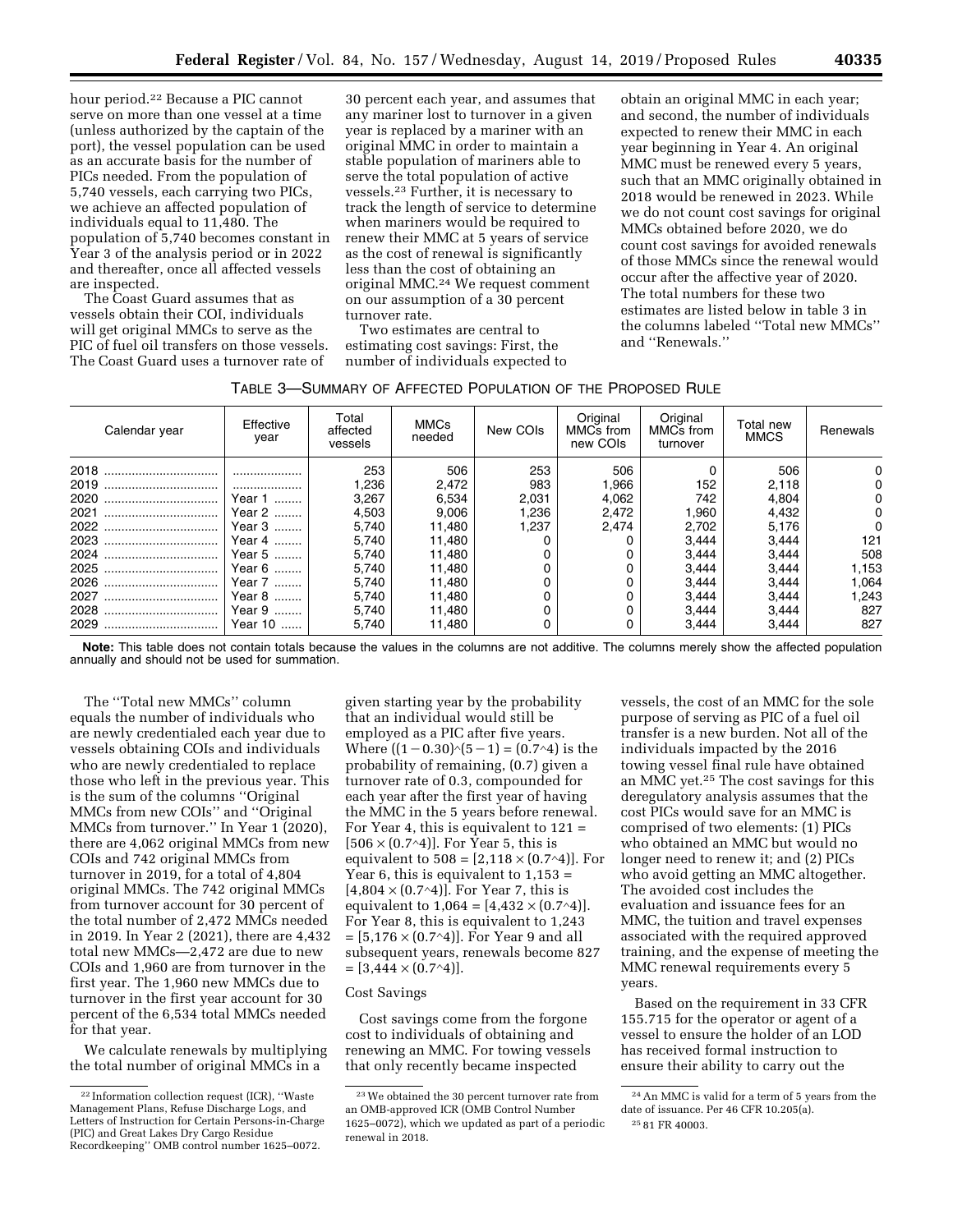hour period.[22] Because a PIC cannot serve on more than one vessel at a time (unless authorized by the captain of the port), the vessel population can be used as an accurate basis for the number of PICs needed. From the population of 5,740 vessels, each carrying two PICs, we achieve an affected population of individuals equal to 11,480. The population of 5,740 becomes constant in Year 3 of the analysis period or in 2022 and thereafter, once all affected vessels are inspected.

The Coast Guard assumes that as vessels obtain their COI, individuals will get original MMCs to serve as the PIC of fuel oil transfers on those vessels. The Coast Guard uses a turnover rate of 30 percent each year, and assumes that any mariner lost to turnover in a given year is replaced by a mariner with an original MMC in order to maintain a stable population of mariners able to serve the total population of active vessels.[23] Further, it is necessary to track the length of service to determine when mariners would be required to renew their MMC at 5 years of service as the cost of renewal is significantly less than the cost of obtaining an original MMC.[24] We request comment on our assumption of a 30 percent turnover rate.

Two estimates are central to estimating cost savings: First, the number of individuals expected to obtain an original MMC in each year; and second, the number of individuals expected to renew their MMC in each year beginning in Year 4. An original MMC must be renewed every 5 years, such that an MMC originally obtained in 2018 would be renewed in 2023. While we do not count cost savings for original MMCs obtained before 2020, we do count cost savings for avoided renewals of those MMCs since the renewal would occur after the affective year of 2020. The total numbers for these two estimates are listed below in table 3 in the columns labeled "Total new MMCs" and "Renewals."

TABLE 3—SUMMARY OF AFFECTED POPULATION OF THE PROPOSED RULE

| Calendar year | Effective year | Total affected vessels | MMCs needed | New COIs | Original MMCs from new COIs | Original MMCs from turnover | Total new MMCS | Renewals |
|---|---|---|---|---|---|---|---|---|
| 2018 | | 253 | 506 | 253 | 506 | 0 | 506 | 0 |
| 2019 | | 1,236 | 2,472 | 983 | 1,966 | 152 | 2,118 | 0 |
| 2020 | Year 1 | 3,267 | 6,534 | 2,031 | 4,062 | 742 | 4,804 | 0 |
| 2021 | Year 2 | 4,503 | 9,006 | 1,236 | 2,472 | 1,960 | 4,432 | 0 |
| 2022 | Year 3 | 5,740 | 11,480 | 1,237 | 2,474 | 2,702 | 5,176 | 0 |
| 2023 | Year 4 | 5,740 | 11,480 | 0 | 0 | 3,444 | 3,444 | 121 |
| 2024 | Year 5 | 5,740 | 11,480 | 0 | 0 | 3,444 | 3,444 | 508 |
| 2025 | Year 6 | 5,740 | 11,480 | 0 | 0 | 3,444 | 3,444 | 1,153 |
| 2026 | Year 7 | 5,740 | 11,480 | 0 | 0 | 3,444 | 3,444 | 1,064 |
| 2027 | Year 8 | 5,740 | 11,480 | 0 | 0 | 3,444 | 3,444 | 1,243 |
| 2028 | Year 9 | 5,740 | 11,480 | 0 | 0 | 3,444 | 3,444 | 827 |
| 2029 | Year 10 | 5,740 | 11,480 | 0 | 0 | 3,444 | 3,444 | 827 |

**Note:** This table does not contain totals because the values in the columns are not additive. The columns merely show the affected population annually and should not be used for summation.

The "Total new MMCs" column equals the number of individuals who are newly credentialed each year due to vessels obtaining COIs and individuals who are newly credentialed to replace those who left in the previous year. This is the sum of the columns "Original MMCs from new COIs" and "Original MMCs from turnover." In Year 1 (2020), there are 4,062 original MMCs from new COIs and 742 original MMCs from turnover in 2019, for a total of 4,804 original MMCs. The 742 original MMCs from turnover account for 30 percent of the total number of 2,472 MMCs needed in 2019. In Year 2 (2021), there are 4,432 total new MMCs—2,472 are due to new COIs and 1,960 are from turnover in the first year. The 1,960 new MMCs due to turnover in the first year account for 30 percent of the 6,534 total MMCs needed for that year.

We calculate renewals by multiplying the total number of original MMCs in a given starting year by the probability that an individual would still be employed as a PIC after five years. Where $((1-0.30)^{\wedge}(5-1) = (0.7^{\wedge}4)$ is the probability of remaining, $(0.7)$ given a turnover rate of 0.3, compounded for each year after the first year of having the MMC in the 5 years before renewal. For Year 4, this is equivalent to $121 = [506 \times (0.7^{\wedge}4)]$. For Year 5, this is equivalent to $508 = [2{,}118 \times (0.7^{\wedge}4)]$. For Year 6, this is equivalent to $1{,}153 = [4{,}804 \times (0.7^{\wedge}4)]$. For Year 7, this is equivalent to $1{,}064 = [4{,}432 \times (0.7^{\wedge}4)]$. For Year 8, this is equivalent to $1{,}243 = [5{,}176 \times (0.7^{\wedge}4)]$. For Year 9 and all subsequent years, renewals become $827 = [3{,}444 \times (0.7^{\wedge}4)]$.

### Cost Savings

Cost savings come from the forgone cost to individuals of obtaining and renewing an MMC. For towing vessels that only recently became inspected vessels, the cost of an MMC for the sole purpose of serving as PIC of a fuel oil transfer is a new burden. Not all of the individuals impacted by the 2016 towing vessel final rule have obtained an MMC yet.[25] The cost savings for this deregulatory analysis assumes that the cost PICs would save for an MMC is comprised of two elements: (1) PICs who obtained an MMC but would no longer need to renew it; and (2) PICs who avoid getting an MMC altogether. The avoided cost includes the evaluation and issuance fees for an MMC, the tuition and travel expenses associated with the required approved training, and the expense of meeting the MMC renewal requirements every 5 years.

Based on the requirement in 33 CFR 155.715 for the operator or agent of a vessel to ensure the holder of an LOD has received formal instruction to ensure their ability to carry out the

[22] Information collection request (ICR), "Waste Management Plans, Refuse Discharge Logs, and Letters of Instruction for Certain Persons-in-Charge (PIC) and Great Lakes Dry Cargo Residue Recordkeeping" OMB control number 1625–0072.

[23] We obtained the 30 percent turnover rate from an OMB-approved ICR (OMB Control Number 1625–0072), which we updated as part of a periodic renewal in 2018.

[24] An MMC is valid for a term of 5 years from the date of issuance. Per 46 CFR 10.205(a).

[25] 81 FR 40003.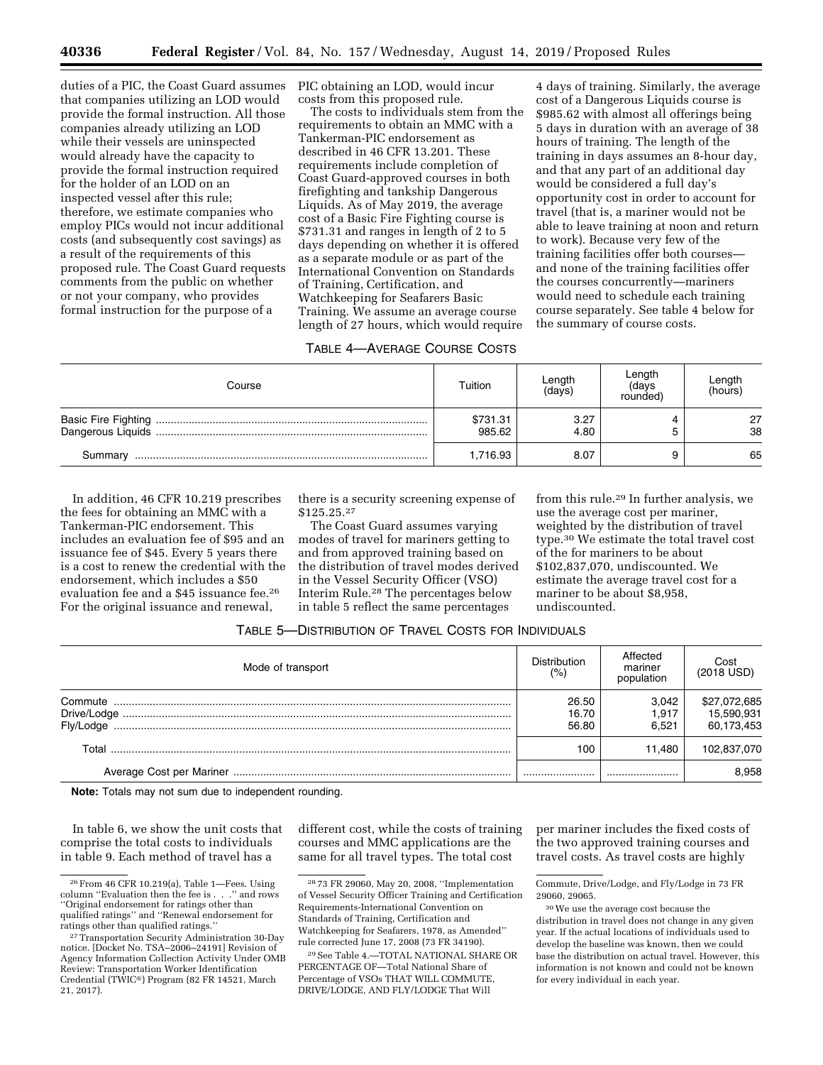duties of a PIC, the Coast Guard assumes that companies utilizing an LOD would provide the formal instruction. All those companies already utilizing an LOD while their vessels are uninspected would already have the capacity to provide the formal instruction required for the holder of an LOD on an inspected vessel after this rule; therefore, we estimate companies who employ PICs would not incur additional costs (and subsequently cost savings) as a result of the requirements of this proposed rule. The Coast Guard requests comments from the public on whether or not your company, who provides formal instruction for the purpose of a PIC obtaining an LOD, would incur costs from this proposed rule.

The costs to individuals stem from the requirements to obtain an MMC with a Tankerman-PIC endorsement as described in 46 CFR 13.201. These requirements include completion of Coast Guard-approved courses in both firefighting and tankship Dangerous Liquids. As of May 2019, the average cost of a Basic Fire Fighting course is $731.31 and ranges in length of 2 to 5 days depending on whether it is offered as a separate module or as part of the International Convention on Standards of Training, Certification, and Watchkeeping for Seafarers Basic Training. We assume an average course length of 27 hours, which would require 4 days of training. Similarly, the average cost of a Dangerous Liquids course is $985.62 with almost all offerings being 5 days in duration with an average of 38 hours of training. The length of the training in days assumes an 8-hour day, and that any part of an additional day would be considered a full day's opportunity cost in order to account for travel (that is, a mariner would not be able to leave training at noon and return to work). Because very few of the training facilities offer both courses—and none of the training facilities offer the courses concurrently—mariners would need to schedule each training course separately. See table 4 below for the summary of course costs.

TABLE 4—AVERAGE COURSE COSTS

| Course | Tuition | Length (days) | Length (days rounded) | Length (hours) |
|---|---|---|---|---|
| Basic Fire Fighting | $731.31 | 3.27 | 4 | 27 |
| Dangerous Liquids | 985.62 | 4.80 | 5 | 38 |
| Summary | 1,716.93 | 8.07 | 9 | 65 |

In addition, 46 CFR 10.219 prescribes the fees for obtaining an MMC with a Tankerman-PIC endorsement. This includes an evaluation fee of $95 and an issuance fee of $45. Every 5 years there is a cost to renew the credential with the endorsement, which includes a $50 evaluation fee and a $45 issuance fee.[26] For the original issuance and renewal, there is a security screening expense of $125.25.[27]

The Coast Guard assumes varying modes of travel for mariners getting to and from approved training based on the distribution of travel modes derived in the Vessel Security Officer (VSO) Interim Rule.[28] The percentages below in table 5 reflect the same percentages from this rule.[29] In further analysis, we use the average cost per mariner, weighted by the distribution of travel type.[30] We estimate the total travel cost of the for mariners to be about $102,837,070, undiscounted. We estimate the average travel cost for a mariner to be about $8,958, undiscounted.

TABLE 5—DISTRIBUTION OF TRAVEL COSTS FOR INDIVIDUALS

| Mode of transport | Distribution (%) | Affected mariner population | Cost (2018 USD) |
|---|---|---|---|
| Commute | 26.50 | 3,042 | $27,072,685 |
| Drive/Lodge | 16.70 | 1,917 | 15,590,931 |
| Fly/Lodge | 56.80 | 6,521 | 60,173,453 |
| Total | 100 | 11,480 | 102,837,070 |
| Average Cost per Mariner | | | 8,958 |

**Note:** Totals may not sum due to independent rounding.

In table 6, we show the unit costs that comprise the total costs to individuals in table 9. Each method of travel has a different cost, while the costs of training courses and MMC applications are the same for all travel types. The total cost per mariner includes the fixed costs of the two approved training courses and travel costs. As travel costs are highly

[26] From 46 CFR 10.219(a), Table 1—Fees. Using column "Evaluation then the fee is . . ." and rows "Original endorsement for ratings other than qualified ratings" and "Renewal endorsement for ratings other than qualified ratings."

[27] Transportation Security Administration 30-Day notice. [Docket No. TSA–2006–24191] Revision of Agency Information Collection Activity Under OMB Review: Transportation Worker Identification Credential (TWIC®) Program (82 FR 14521, March 21, 2017).

[28] 73 FR 29060, May 20, 2008, "Implementation of Vessel Security Officer Training and Certification Requirements-International Convention on Standards of Training, Certification and Watchkeeping for Seafarers, 1978, as Amended" rule corrected June 17, 2008 (73 FR 34190).

[29] See Table 4.—TOTAL NATIONAL SHARE OR PERCENTAGE OF—Total National Share of Percentage of VSOs THAT WILL COMMUTE, DRIVE/LODGE, AND FLY/LODGE That Will Commute, Drive/Lodge, and Fly/Lodge in 73 FR 29060, 29065.

[30] We use the average cost because the distribution in travel does not change in any given year. If the actual locations of individuals used to develop the baseline was known, then we could base the distribution on actual travel. However, this information is not known and could not be known for every individual in each year.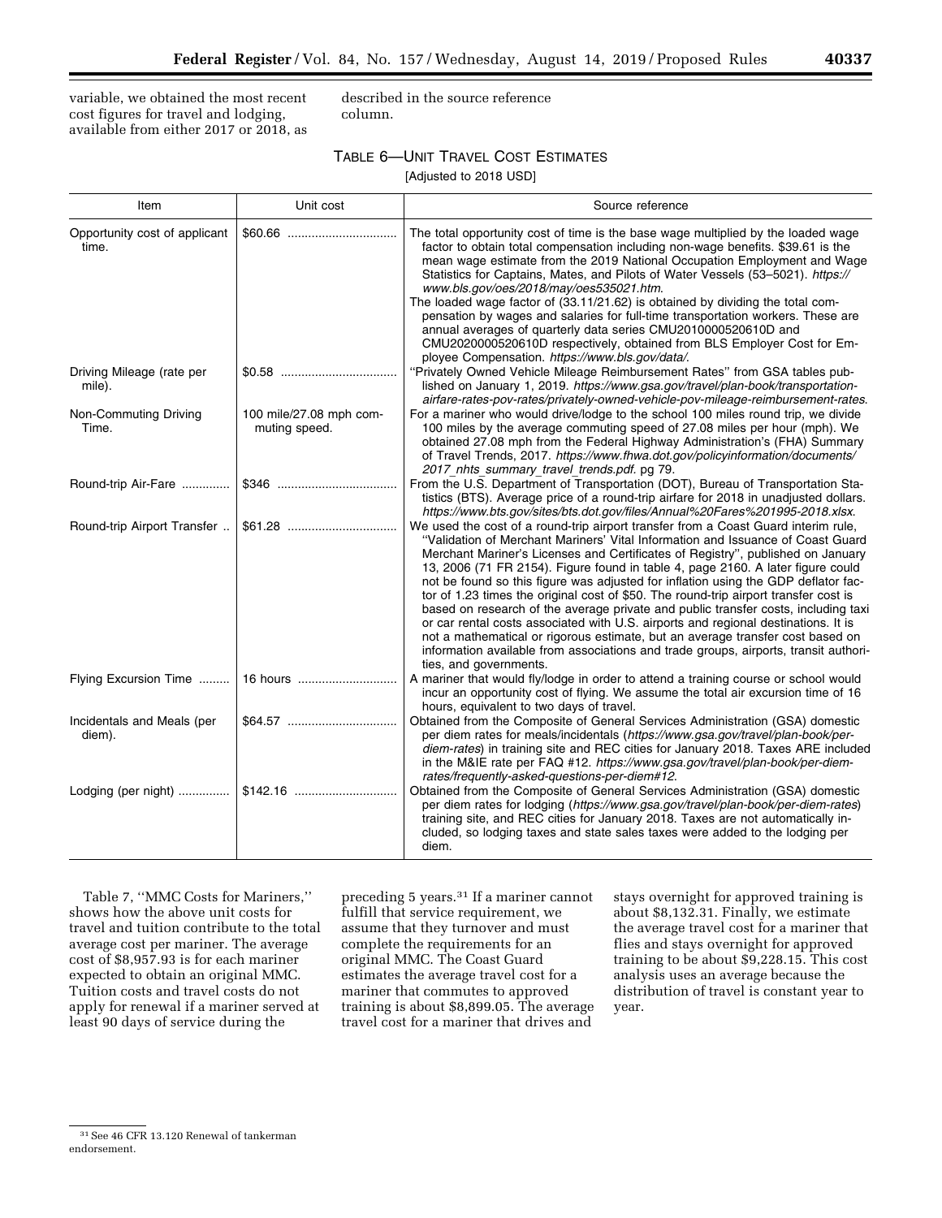variable, we obtained the most recent cost figures for travel and lodging, available from either 2017 or 2018, as described in the source reference column.

TABLE 6—UNIT TRAVEL COST ESTIMATES

[Adjusted to 2018 USD]

| Item | Unit cost | Source reference |
|---|---|---|
| Opportunity cost of applicant time. | $60.66 | The total opportunity cost of time is the base wage multiplied by the loaded wage factor to obtain total compensation including non-wage benefits. $39.61 is the mean wage estimate from the 2019 National Occupation Employment and Wage Statistics for Captains, Mates, and Pilots of Water Vessels (53–5021). *https://www.bls.gov/oes/2018/may/oes535021.htm.* The loaded wage factor of (33.11/21.62) is obtained by dividing the total compensation by wages and salaries for full-time transportation workers. These are annual averages of quarterly data series CMU2010000520610D and CMU2020000520610D respectively, obtained from BLS Employer Cost for Employee Compensation. *https://www.bls.gov/data/.* |
| Driving Mileage (rate per mile). | $0.58 | "Privately Owned Vehicle Mileage Reimbursement Rates" from GSA tables published on January 1, 2019. *https://www.gsa.gov/travel/plan-book/transportation-airfare-rates-pov-rates/privately-owned-vehicle-pov-mileage-reimbursement-rates.* |
| Non-Commuting Driving Time. | 100 mile/27.08 mph commuting speed. | For a mariner who would drive/lodge to the school 100 miles round trip, we divide 100 miles by the average commuting speed of 27.08 miles per hour (mph). We obtained 27.08 mph from the Federal Highway Administration's (FHA) Summary of Travel Trends, 2017. *https://www.fhwa.dot.gov/policyinformation/documents/2017_nhts_summary_travel_trends.pdf.* pg 79. |
| Round-trip Air-Fare | $346 | From the U.S. Department of Transportation (DOT), Bureau of Transportation Statistics (BTS). Average price of a round-trip airfare for 2018 in unadjusted dollars. *https://www.bts.gov/sites/bts.dot.gov/files/Annual%20Fares%201995-2018.xlsx.* |
| Round-trip Airport Transfer | $61.28 | We used the cost of a round-trip airport transfer from a Coast Guard interim rule, "Validation of Merchant Mariners' Vital Information and Issuance of Coast Guard Merchant Mariner's Licenses and Certificates of Registry", published on January 13, 2006 (71 FR 2154). Figure found in table 4, page 2160. A later figure could not be found so this figure was adjusted for inflation using the GDP deflator factor of 1.23 times the original cost of $50. The round-trip airport transfer cost is based on research of the average private and public transfer costs, including taxi or car rental costs associated with U.S. airports and regional destinations. It is not a mathematical or rigorous estimate, but an average transfer cost based on information available from associations and trade groups, airports, transit authorities, and governments. |
| Flying Excursion Time | 16 hours | A mariner that would fly/lodge in order to attend a training course or school would incur an opportunity cost of flying. We assume the total air excursion time of 16 hours, equivalent to two days of travel. |
| Incidentals and Meals (per diem). | $64.57 | Obtained from the Composite of General Services Administration (GSA) domestic per diem rates for meals/incidentals (*https://www.gsa.gov/travel/plan-book/per-diem-rates*) in training site and REC cities for January 2018. Taxes ARE included in the M&IE rate per FAQ #12. *https://www.gsa.gov/travel/plan-book/per-diem-rates/frequently-asked-questions-per-diem#12.* |
| Lodging (per night) | $142.16 | Obtained from the Composite of General Services Administration (GSA) domestic per diem rates for lodging (*https://www.gsa.gov/travel/plan-book/per-diem-rates*) training site, and REC cities for January 2018. Taxes are not automatically included, so lodging taxes and state sales taxes were added to the lodging per diem. |

Table 7, "MMC Costs for Mariners," shows how the above unit costs for travel and tuition contribute to the total average cost per mariner. The average cost of $8,957.93 is for each mariner expected to obtain an original MMC. Tuition costs and travel costs do not apply for renewal if a mariner served at least 90 days of service during the preceding 5 years.[31] If a mariner cannot fulfill that service requirement, we assume that they turnover and must complete the requirements for an original MMC. The Coast Guard estimates the average travel cost for a mariner that commutes to approved training is about $8,899.05. The average travel cost for a mariner that drives and stays overnight for approved training is about $8,132.31. Finally, we estimate the average travel cost for a mariner that flies and stays overnight for approved training to be about $9,228.15. This cost analysis uses an average because the distribution of travel is constant year to year.

[31] See 46 CFR 13.120 Renewal of tankerman endorsement.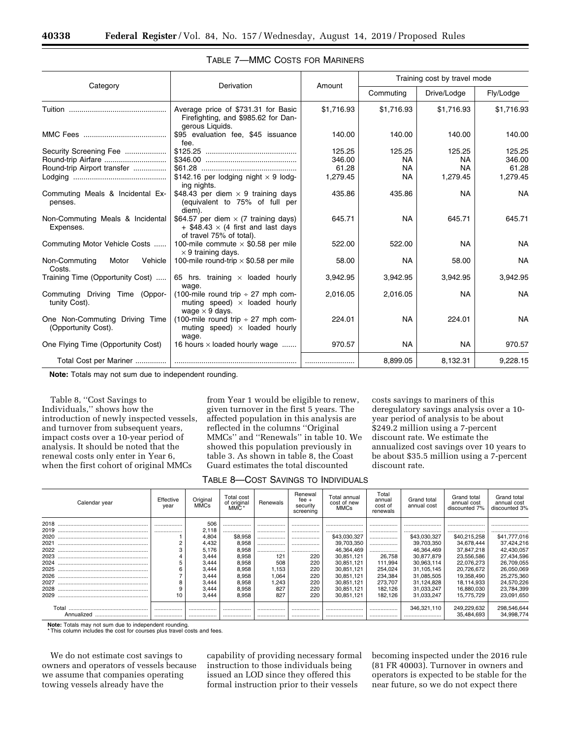### TABLE 7—MMC COSTS FOR MARINERS

| Category | Derivation | Amount | Training cost by travel mode | | |
|---|---|---|---|---|---|
| | | | Commuting | Drive/Lodge | Fly/Lodge |
| Tuition | Average price of $731.31 for Basic Firefighting, and $985.62 for Dangerous Liquids. | $1,716.93 | $1,716.93 | $1,716.93 | $1,716.93 |
| MMC Fees | $95 evaluation fee, $45 issuance fee. | 140.00 | 140.00 | 140.00 | 140.00 |
| Security Screening Fee | $125.25 | 125.25 | 125.25 | 125.25 | 125.25 |
| Round-trip Airfare | $346.00 | 346.00 | NA | NA | 346.00 |
| Round-trip Airport transfer | $61.28 | 61.28 | NA | NA | 61.28 |
| Lodging | $142.16 per lodging night × 9 lodging nights. | 1,279.45 | NA | 1,279.45 | 1,279.45 |
| Commuting Meals & Incidental Expenses. | $48.43 per diem × 9 training days (equivalent to 75% of full per diem). | 435.86 | 435.86 | NA | NA |
| Non-Commuting Meals & Incidental Expenses. | $64.57 per diem × (7 training days) + $48.43 × (4 first and last days of travel 75% of total). | 645.71 | NA | 645.71 | 645.71 |
| Commuting Motor Vehicle Costs | 100-mile commute × $0.58 per mile × 9 training days. | 522.00 | 522.00 | NA | NA |
| Non-Commuting Motor Vehicle Costs. | 100-mile round-trip × $0.58 per mile | 58.00 | NA | 58.00 | NA |
| Training Time (Opportunity Cost) | 65 hrs. training × loaded hourly wage. | 3,942.95 | 3,942.95 | 3,942.95 | 3,942.95 |
| Commuting Driving Time (Opportunity Cost). | (100-mile round trip ÷ 27 mph commuting speed) × loaded hourly wage × 9 days. | 2,016.05 | 2,016.05 | NA | NA |
| One Non-Commuting Driving Time (Opportunity Cost). | (100-mile round trip ÷ 27 mph commuting speed) × loaded hourly wage. | 224.01 | NA | 224.01 | NA |
| One Flying Time (Opportunity Cost) | 16 hours × loaded hourly wage | 970.57 | NA | NA | 970.57 |
| Total Cost per Mariner | | | 8,899.05 | 8,132.31 | 9,228.15 |

**Note:** Totals may not sum due to independent rounding.

Table 8, "Cost Savings to Individuals," shows how the introduction of newly inspected vessels, and turnover from subsequent years, impact costs over a 10-year period of analysis. It should be noted that the renewal costs only enter in Year 6, when the first cohort of original MMCs from Year 1 would be eligible to renew, given turnover in the first 5 years. The affected population in this analysis are reflected in the columns "Original MMCs" and "Renewals" in table 10. We showed this population previously in table 3. As shown in table 8, the Coast Guard estimates the total discounted costs savings to mariners of this deregulatory savings analysis over a 10-year period of analysis to be about $249.2 million using a 7-percent discount rate. We estimate the annualized cost savings over 10 years to be about $35.5 million using a 7-percent discount rate.

### TABLE 8—COST SAVINGS TO INDIVIDUALS

| Calendar year | Effective year | Original MMCs | Total cost of original MMC* | Renewals | Renewal fee + security screening | Total annual cost of new MMCs | Total annual cost of renewals | Grand total annual cost | Grand total annual cost discounted 7% | Grand total annual cost discounted 3% |
|---|---|---|---|---|---|---|---|---|---|---|
| 2018 | | 506 | | | | | | | | |
| 2019 | | 2,118 | | | | | | | | |
| 2020 | 1 | 4,804 | $8,958 | | | $43,030,327 | | $43,030,327 | $40,215,258 | $41,777,016 |
| 2021 | 2 | 4,432 | 8,958 | | | 39,703,350 | | 39,703,350 | 34,678,444 | 37,424,216 |
| 2022 | 3 | 5,176 | 8,958 | | | 46,364,469 | | 46,364,469 | 37,847,218 | 42,430,057 |
| 2023 | 4 | 3,444 | 8,958 | 121 | 220 | 30,851,121 | 26,758 | 30,877,879 | 23,556,586 | 27,434,596 |
| 2024 | 5 | 3,444 | 8,958 | 508 | 220 | 30,851,121 | 111,994 | 30,963,114 | 22,076,273 | 26,709,055 |
| 2025 | 6 | 3,444 | 8,958 | 1,153 | 220 | 30,851,121 | 254,024 | 31,105,145 | 20,726,672 | 26,050,069 |
| 2026 | 7 | 3,444 | 8,958 | 1,064 | 220 | 30,851,121 | 234,384 | 31,085,505 | 19,358,490 | 25,275,360 |
| 2027 | 8 | 3,444 | 8,958 | 1,243 | 220 | 30,851,121 | 273,707 | 31,124,828 | 18,114,933 | 24,570,226 |
| 2028 | 9 | 3,444 | 8,958 | 827 | 220 | 30,851,121 | 182,126 | 31,033,247 | 16,880,030 | 23,784,399 |
| 2029 | 10 | 3,444 | 8,958 | 827 | 220 | 30,851,121 | 182,126 | 31,033,247 | 15,775,729 | 23,091,650 |
| Total | | | | | | | | 346,321,110 | 249,229,632 | 298,546,644 |
| Annualized | | | | | | | | | 35,484,693 | 34,998,774 |

**Note:** Totals may not sum due to independent rounding.
\* This column includes the cost for courses plus travel costs and fees.

We do not estimate cost savings to owners and operators of vessels because we assume that companies operating towing vessels already have the capability of providing necessary formal instruction to those individuals being issued an LOD since they offered this formal instruction prior to their vessels becoming inspected under the 2016 rule (81 FR 40003). Turnover in owners and operators is expected to be stable for the near future, so we do not expect there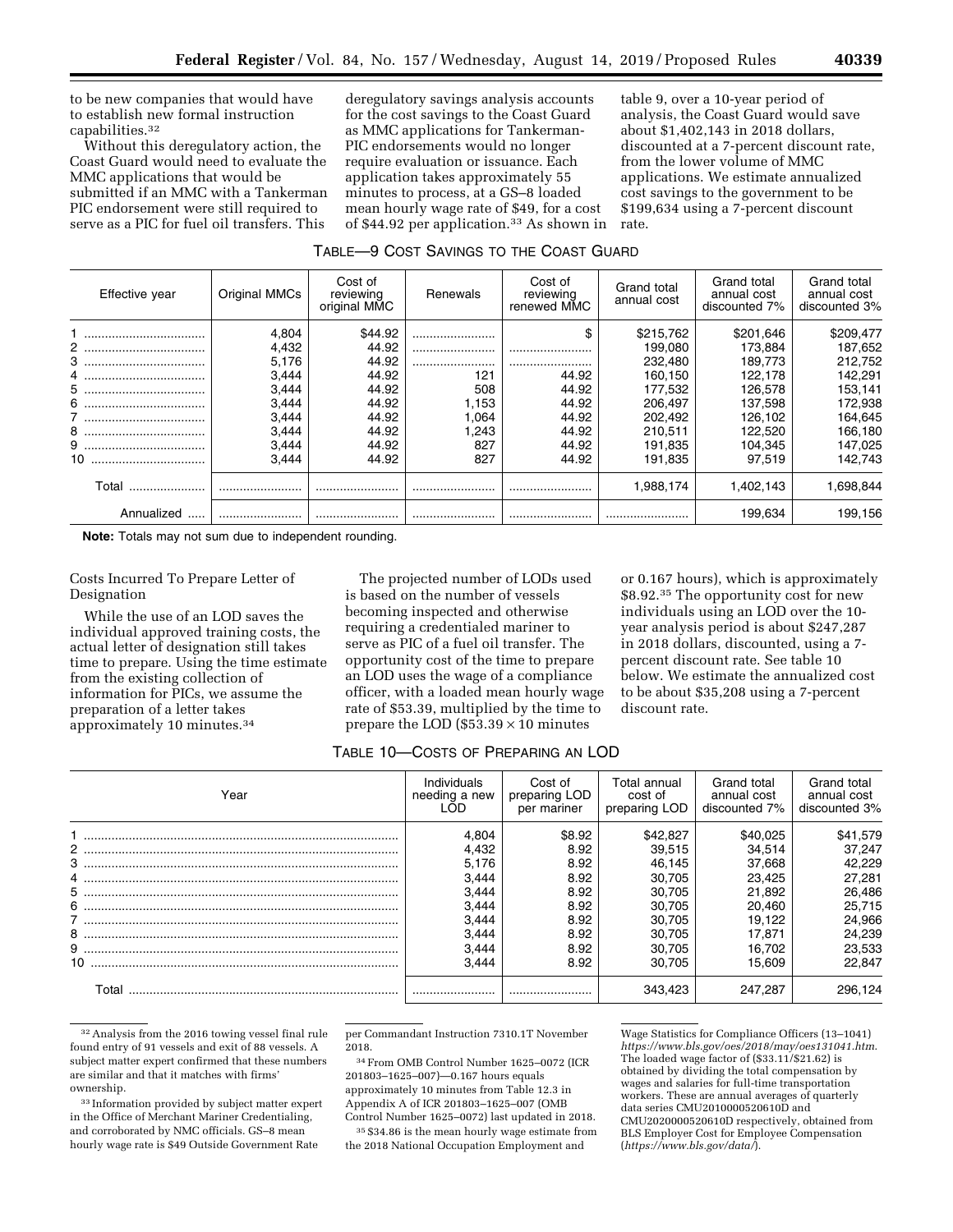to be new companies that would have to establish new formal instruction capabilities.[32]

Without this deregulatory action, the Coast Guard would need to evaluate the MMC applications that would be submitted if an MMC with a Tankerman PIC endorsement were still required to serve as a PIC for fuel oil transfers. This deregulatory savings analysis accounts for the cost savings to the Coast Guard as MMC applications for Tankerman-PIC endorsements would no longer require evaluation or issuance. Each application takes approximately 55 minutes to process, at a GS–8 loaded mean hourly wage rate of $49, for a cost of $44.92 per application.[33] As shown in table 9, over a 10-year period of analysis, the Coast Guard would save about $1,402,143 in 2018 dollars, discounted at a 7-percent discount rate, from the lower volume of MMC applications. We estimate annualized cost savings to the government to be $199,634 using a 7-percent discount rate.

TABLE—9 COST SAVINGS TO THE COAST GUARD

| Effective year | Original MMCs | Cost of reviewing original MMC | Renewals | Cost of reviewing renewed MMC | Grand total annual cost | Grand total annual cost discounted 7% | Grand total annual cost discounted 3% |
|---|---|---|---|---|---|---|---|
| 1 | 4,804 | $44.92 | | $ | $215,762 | $201,646 | $209,477 |
| 2 | 4,432 | 44.92 | | | 199,080 | 173,884 | 187,652 |
| 3 | 5,176 | 44.92 | | | 232,480 | 189,773 | 212,752 |
| 4 | 3,444 | 44.92 | 121 | 44.92 | 160,150 | 122,178 | 142,291 |
| 5 | 3,444 | 44.92 | 508 | 44.92 | 177,532 | 126,578 | 153,141 |
| 6 | 3,444 | 44.92 | 1,153 | 44.92 | 206,497 | 137,598 | 172,938 |
| 7 | 3,444 | 44.92 | 1,064 | 44.92 | 202,492 | 126,102 | 164,645 |
| 8 | 3,444 | 44.92 | 1,243 | 44.92 | 210,511 | 122,520 | 166,180 |
| 9 | 3,444 | 44.92 | 827 | 44.92 | 191,835 | 104,345 | 147,025 |
| 10 | 3,444 | 44.92 | 827 | 44.92 | 191,835 | 97,519 | 142,743 |
| Total | | | | | 1,988,174 | 1,402,143 | 1,698,844 |
| Annualized | | | | | | 199,634 | 199,156 |

**Note:** Totals may not sum due to independent rounding.

Costs Incurred To Prepare Letter of Designation

While the use of an LOD saves the individual approved training costs, the actual letter of designation still takes time to prepare. Using the time estimate from the existing collection of information for PICs, we assume the preparation of a letter takes approximately 10 minutes.[34]

The projected number of LODs used is based on the number of vessels becoming inspected and otherwise requiring a credentialed mariner to serve as PIC of a fuel oil transfer. The opportunity cost of the time to prepare an LOD uses the wage of a compliance officer, with a loaded mean hourly wage rate of $53.39, multiplied by the time to prepare the LOD ($53.39 × 10 minutes or 0.167 hours), which is approximately $8.92.[35] The opportunity cost for new individuals using an LOD over the 10-year analysis period is about $247,287 in 2018 dollars, discounted, using a 7-percent discount rate. See table 10 below. We estimate the annualized cost to be about $35,208 using a 7-percent discount rate.

TABLE 10—COSTS OF PREPARING AN LOD

| Year | Individuals needing a new LOD | Cost of preparing LOD per mariner | Total annual cost of preparing LOD | Grand total annual cost discounted 7% | Grand total annual cost discounted 3% |
|---|---|---|---|---|---|
| 1 | 4,804 | $8.92 | $42,827 | $40,025 | $41,579 |
| 2 | 4,432 | 8.92 | 39,515 | 34,514 | 37,247 |
| 3 | 5,176 | 8.92 | 46,145 | 37,668 | 42,229 |
| 4 | 3,444 | 8.92 | 30,705 | 23,425 | 27,281 |
| 5 | 3,444 | 8.92 | 30,705 | 21,892 | 26,486 |
| 6 | 3,444 | 8.92 | 30,705 | 20,460 | 25,715 |
| 7 | 3,444 | 8.92 | 30,705 | 19,122 | 24,966 |
| 8 | 3,444 | 8.92 | 30,705 | 17,871 | 24,239 |
| 9 | 3,444 | 8.92 | 30,705 | 16,702 | 23,533 |
| 10 | 3,444 | 8.92 | 30,705 | 15,609 | 22,847 |
| Total | | | 343,423 | 247,287 | 296,124 |

[32] Analysis from the 2016 towing vessel final rule found entry of 91 vessels and exit of 88 vessels. A subject matter expert confirmed that these numbers are similar and that it matches with firms' ownership.

[33] Information provided by subject matter expert in the Office of Merchant Mariner Credentialing, and corroborated by NMC officials. GS–8 mean hourly wage rate is $49 Outside Government Rate per Commandant Instruction 7310.1T November 2018.

[34] From OMB Control Number 1625–0072 (ICR 201803–1625–007)—0.167 hours equals approximately 10 minutes from Table 12.3 in Appendix A of ICR 201803–1625–007 (OMB Control Number 1625–0072) last updated in 2018.

[35] $34.86 is the mean hourly wage estimate from the 2018 National Occupation Employment and Wage Statistics for Compliance Officers (13–1041) *https://www.bls.gov/oes/2018/may/oes131041.htm.* The loaded wage factor of ($33.11/$21.62) is obtained by dividing the total compensation by wages and salaries for full-time transportation workers. These are annual averages of quarterly data series CMU2010000520610D and CMU2020000520610D respectively, obtained from BLS Employer Cost for Employee Compensation (*https://www.bls.gov/data/*).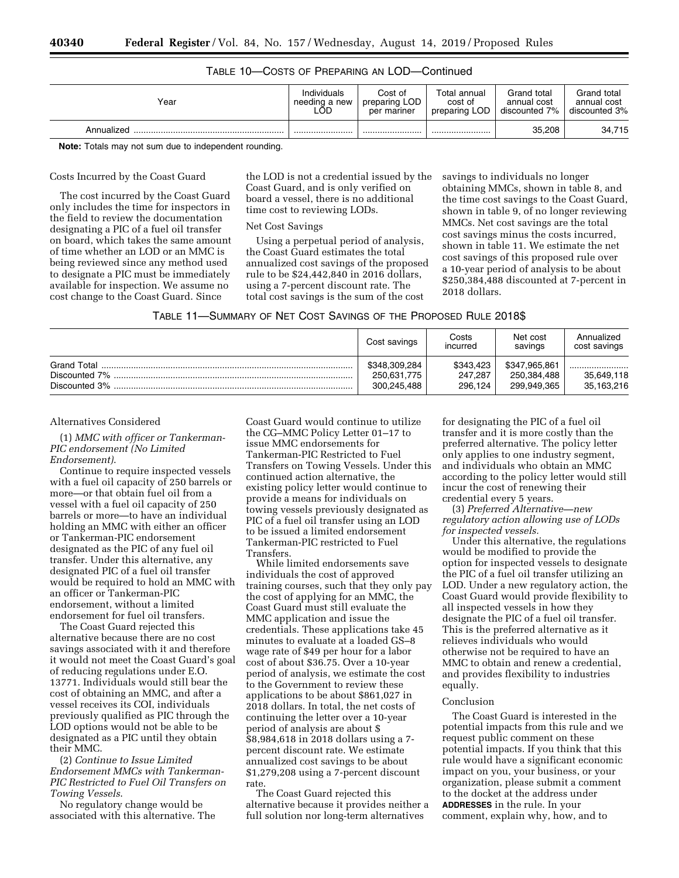TABLE 10—COSTS OF PREPARING AN LOD—Continued

| Year | Individuals needing a new LOD | Cost of preparing LOD per mariner | Total annual cost of preparing LOD | Grand total annual cost discounted 7% | Grand total annual cost discounted 3% |
|---|---|---|---|---|---|
| Annualized | | | | 35,208 | 34,715 |

**Note:** Totals may not sum due to independent rounding.

Costs Incurred by the Coast Guard

The cost incurred by the Coast Guard only includes the time for inspectors in the field to review the documentation designating a PIC of a fuel oil transfer on board, which takes the same amount of time whether an LOD or an MMC is being reviewed since any method used to designate a PIC must be immediately available for inspection. We assume no cost change to the Coast Guard. Since the LOD is not a credential issued by the Coast Guard, and is only verified on board a vessel, there is no additional time cost to reviewing LODs.

Net Cost Savings

Using a perpetual period of analysis, the Coast Guard estimates the total annualized cost savings of the proposed rule to be $24,442,840 in 2016 dollars, using a 7-percent discount rate. The total cost savings is the sum of the cost savings to individuals no longer obtaining MMCs, shown in table 8, and the time cost savings to the Coast Guard, shown in table 9, of no longer reviewing MMCs. Net cost savings are the total cost savings minus the costs incurred, shown in table 11. We estimate the net cost savings of this proposed rule over a 10-year period of analysis to be about $250,384,488 discounted at 7-percent in 2018 dollars.

TABLE 11—SUMMARY OF NET COST SAVINGS OF THE PROPOSED RULE 2018$

| | Cost savings | Costs incurred | Net cost savings | Annualized cost savings |
|---|---|---|---|---|
| Grand Total | $348,309,284 | $343,423 | $347,965,861 | |
| Discounted 7% | 250,631,775 | 247,287 | 250,384,488 | 35,649,118 |
| Discounted 3% | 300,245,488 | 296,124 | 299,949,365 | 35,163,216 |

Alternatives Considered

(1) *MMC with officer or Tankerman-PIC endorsement (No Limited Endorsement).*

Continue to require inspected vessels with a fuel oil capacity of 250 barrels or more—or that obtain fuel oil from a vessel with a fuel oil capacity of 250 barrels or more—to have an individual holding an MMC with either an officer or Tankerman-PIC endorsement designated as the PIC of any fuel oil transfer. Under this alternative, any designated PIC of a fuel oil transfer would be required to hold an MMC with an officer or Tankerman-PIC endorsement, without a limited endorsement for fuel oil transfers.

The Coast Guard rejected this alternative because there are no cost savings associated with it and therefore it would not meet the Coast Guard's goal of reducing regulations under E.O. 13771. Individuals would still bear the cost of obtaining an MMC, and after a vessel receives its COI, individuals previously qualified as PIC through the LOD options would not be able to be designated as a PIC until they obtain their MMC.

(2) *Continue to Issue Limited Endorsement MMCs with Tankerman-PIC Restricted to Fuel Oil Transfers on Towing Vessels.*

No regulatory change would be associated with this alternative. The Coast Guard would continue to utilize the CG–MMC Policy Letter 01–17 to issue MMC endorsements for Tankerman-PIC Restricted to Fuel Transfers on Towing Vessels. Under this continued action alternative, the existing policy letter would continue to provide a means for individuals on towing vessels previously designated as PIC of a fuel oil transfer using an LOD to be issued a limited endorsement Tankerman-PIC restricted to Fuel Transfers.

While limited endorsements save individuals the cost of approved training courses, such that they only pay the cost of applying for an MMC, the Coast Guard must still evaluate the MMC application and issue the credentials. These applications take 45 minutes to evaluate at a loaded GS–8 wage rate of $49 per hour for a labor cost of about $36.75. Over a 10-year period of analysis, we estimate the cost to the Government to review these applications to be about $861,027 in 2018 dollars. In total, the net costs of continuing the letter over a 10-year period of analysis are about $ $8,984,618 in 2018 dollars using a 7-percent discount rate. We estimate annualized cost savings to be about $1,279,208 using a 7-percent discount rate.

The Coast Guard rejected this alternative because it provides neither a full solution nor long-term alternatives for designating the PIC of a fuel oil transfer and it is more costly than the preferred alternative. The policy letter only applies to one industry segment, and individuals who obtain an MMC according to the policy letter would still incur the cost of renewing their credential every 5 years.

(3) *Preferred Alternative—new regulatory action allowing use of LODs for inspected vessels.*

Under this alternative, the regulations would be modified to provide the option for inspected vessels to designate the PIC of a fuel oil transfer utilizing an LOD. Under a new regulatory action, the Coast Guard would provide flexibility to all inspected vessels in how they designate the PIC of a fuel oil transfer. This is the preferred alternative as it relieves individuals who would otherwise not be required to have an MMC to obtain and renew a credential, and provides flexibility to industries equally.

Conclusion

The Coast Guard is interested in the potential impacts from this rule and we request public comment on these potential impacts. If you think that this rule would have a significant economic impact on you, your business, or your organization, please submit a comment to the docket at the address under **ADDRESSES** in the rule. In your comment, explain why, how, and to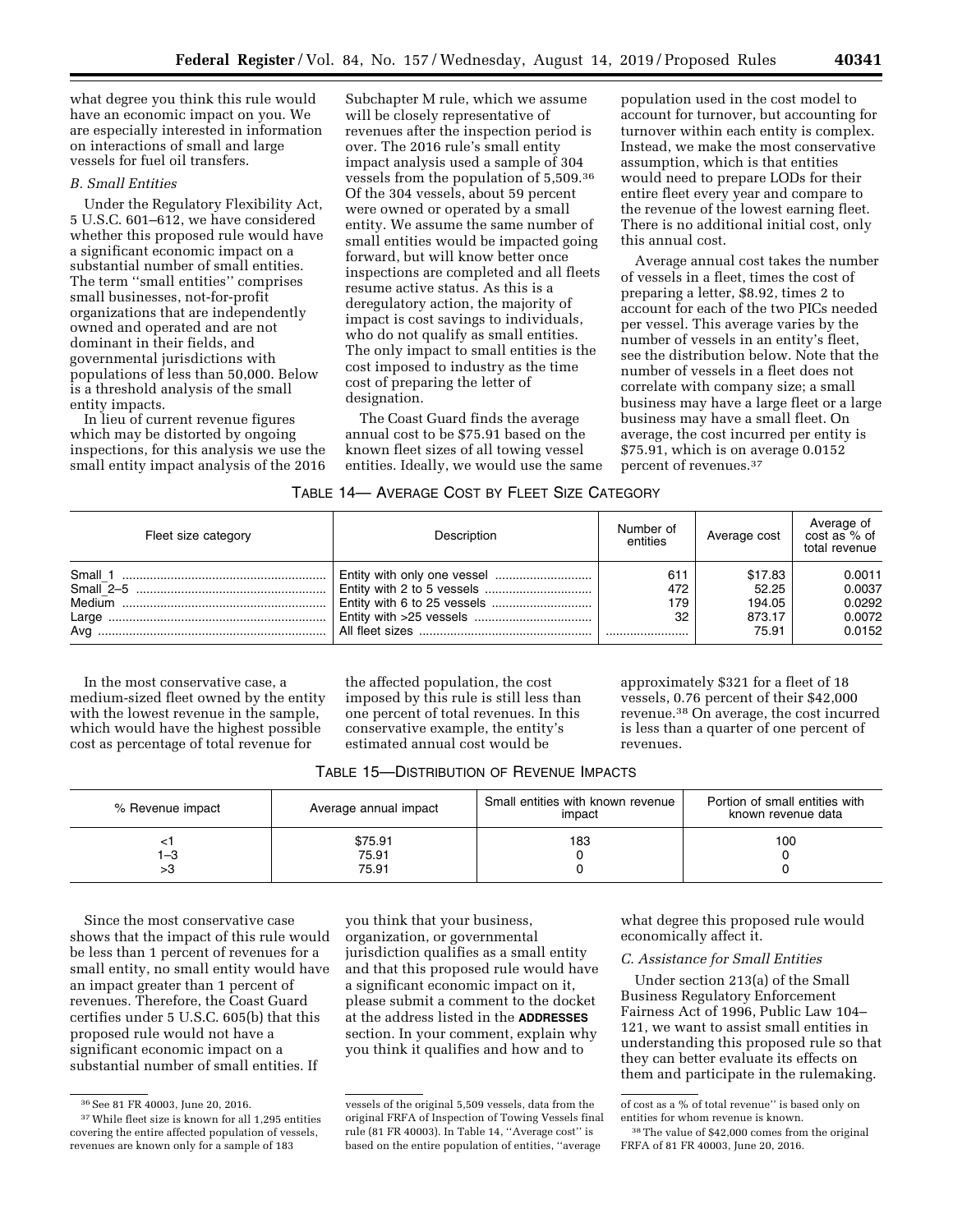what degree you think this rule would have an economic impact on you. We are especially interested in information on interactions of small and large vessels for fuel oil transfers.

*B. Small Entities*

Under the Regulatory Flexibility Act, 5 U.S.C. 601–612, we have considered whether this proposed rule would have a significant economic impact on a substantial number of small entities. The term ''small entities'' comprises small businesses, not-for-profit organizations that are independently owned and operated and are not dominant in their fields, and governmental jurisdictions with populations of less than 50,000. Below is a threshold analysis of the small entity impacts.

In lieu of current revenue figures which may be distorted by ongoing inspections, for this analysis we use the small entity impact analysis of the 2016 Subchapter M rule, which we assume will be closely representative of revenues after the inspection period is over. The 2016 rule's small entity impact analysis used a sample of 304 vessels from the population of 5,509.[36] Of the 304 vessels, about 59 percent were owned or operated by a small entity. We assume the same number of small entities would be impacted going forward, but will know better once inspections are completed and all fleets resume active status. As this is a deregulatory action, the majority of impact is cost savings to individuals, who do not qualify as small entities. The only impact to small entities is the cost imposed to industry as the time cost of preparing the letter of designation.

The Coast Guard finds the average annual cost to be $75.91 based on the known fleet sizes of all towing vessel entities. Ideally, we would use the same population used in the cost model to account for turnover, but accounting for turnover within each entity is complex. Instead, we make the most conservative assumption, which is that entities would need to prepare LODs for their entire fleet every year and compare to the revenue of the lowest earning fleet. There is no additional initial cost, only this annual cost.

Average annual cost takes the number of vessels in a fleet, times the cost of preparing a letter, $8.92, times 2 to account for each of the two PICs needed per vessel. This average varies by the number of vessels in an entity's fleet, see the distribution below. Note that the number of vessels in a fleet does not correlate with company size; a small business may have a large fleet or a large business may have a small fleet. On average, the cost incurred per entity is $75.91, which is on average 0.0152 percent of revenues.[37]

TABLE 14— AVERAGE COST BY FLEET SIZE CATEGORY

| Fleet size category | Description | Number of entities | Average cost | Average of cost as % of total revenue |
|---|---|---|---|---|
| Small_1 | Entity with only one vessel | 611 | $17.83 | 0.0011 |
| Small_2–5 | Entity with 2 to 5 vessels | 472 | 52.25 | 0.0037 |
| Medium | Entity with 6 to 25 vessels | 179 | 194.05 | 0.0292 |
| Large | Entity with >25 vessels | 32 | 873.17 | 0.0072 |
| Avg | All fleet sizes | | 75.91 | 0.0152 |

In the most conservative case, a medium-sized fleet owned by the entity with the lowest revenue in the sample, which would have the highest possible cost as percentage of total revenue for the affected population, the cost imposed by this rule is still less than one percent of total revenues. In this conservative example, the entity's estimated annual cost would be approximately $321 for a fleet of 18 vessels, 0.76 percent of their $42,000 revenue.[38] On average, the cost incurred is less than a quarter of one percent of revenues.

TABLE 15—DISTRIBUTION OF REVENUE IMPACTS

| % Revenue impact | Average annual impact | Small entities with known revenue impact | Portion of small entities with known revenue data |
|---|---|---|---|
| <1 | $75.91 | 183 | 100 |
| 1–3 | 75.91 | 0 | 0 |
| >3 | 75.91 | 0 | 0 |

Since the most conservative case shows that the impact of this rule would be less than 1 percent of revenues for a small entity, no small entity would have an impact greater than 1 percent of revenues. Therefore, the Coast Guard certifies under 5 U.S.C. 605(b) that this proposed rule would not have a significant economic impact on a substantial number of small entities. If you think that your business, organization, or governmental jurisdiction qualifies as a small entity and that this proposed rule would have a significant economic impact on it, please submit a comment to the docket at the address listed in the **ADDRESSES** section. In your comment, explain why you think it qualifies and how and to what degree this proposed rule would economically affect it.

*C. Assistance for Small Entities*

Under section 213(a) of the Small Business Regulatory Enforcement Fairness Act of 1996, Public Law 104–121, we want to assist small entities in understanding this proposed rule so that they can better evaluate its effects on them and participate in the rulemaking.

---

[36] See 81 FR 40003, June 20, 2016.

[37] While fleet size is known for all 1,295 entities covering the entire affected population of vessels, revenues are known only for a sample of 183 vessels of the original 5,509 vessels, data from the original FRFA of Inspection of Towing Vessels final rule (81 FR 40003). In Table 14, ''Average cost'' is based on the entire population of entities, ''average of cost as a % of total revenue'' is based only on entities for whom revenue is known.

[38] The value of $42,000 comes from the original FRFA of 81 FR 40003, June 20, 2016.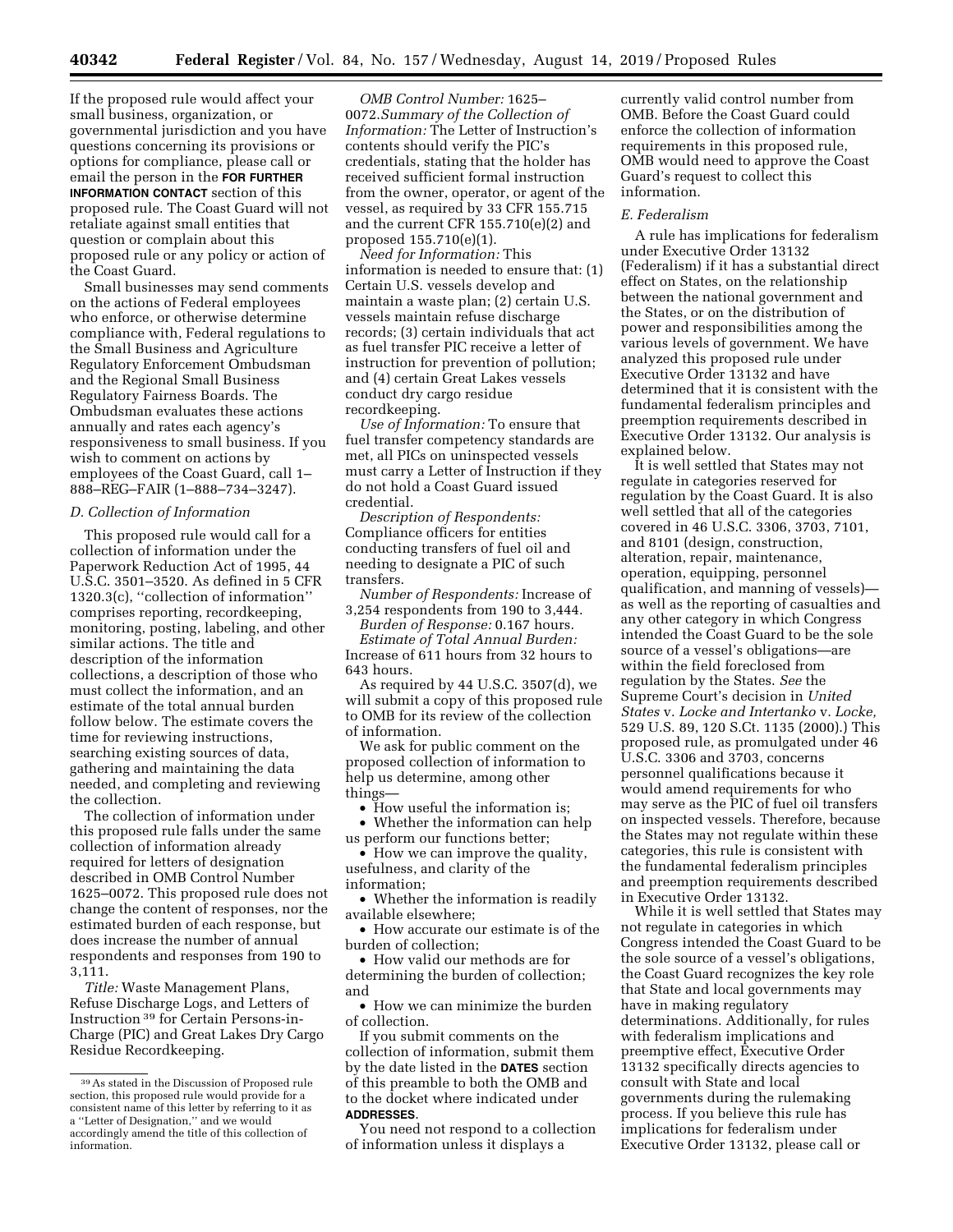If the proposed rule would affect your small business, organization, or governmental jurisdiction and you have questions concerning its provisions or options for compliance, please call or email the person in the **FOR FURTHER INFORMATION CONTACT** section of this proposed rule. The Coast Guard will not retaliate against small entities that question or complain about this proposed rule or any policy or action of the Coast Guard.

Small businesses may send comments on the actions of Federal employees who enforce, or otherwise determine compliance with, Federal regulations to the Small Business and Agriculture Regulatory Enforcement Ombudsman and the Regional Small Business Regulatory Fairness Boards. The Ombudsman evaluates these actions annually and rates each agency's responsiveness to small business. If you wish to comment on actions by employees of the Coast Guard, call 1–888–REG–FAIR (1–888–734–3247).

### D. Collection of Information

This proposed rule would call for a collection of information under the Paperwork Reduction Act of 1995, 44 U.S.C. 3501–3520. As defined in 5 CFR 1320.3(c), ''collection of information'' comprises reporting, recordkeeping, monitoring, posting, labeling, and other similar actions. The title and description of the information collections, a description of those who must collect the information, and an estimate of the total annual burden follow below. The estimate covers the time for reviewing instructions, searching existing sources of data, gathering and maintaining the data needed, and completing and reviewing the collection.

The collection of information under this proposed rule falls under the same collection of information already required for letters of designation described in OMB Control Number 1625–0072. This proposed rule does not change the content of responses, nor the estimated burden of each response, but does increase the number of annual respondents and responses from 190 to 3,111.

*Title:* Waste Management Plans, Refuse Discharge Logs, and Letters of Instruction [39] for Certain Persons-in-Charge (PIC) and Great Lakes Dry Cargo Residue Recordkeeping.

*OMB Control Number:* 1625–0072.*Summary of the Collection of Information:* The Letter of Instruction's contents should verify the PIC's credentials, stating that the holder has received sufficient formal instruction from the owner, operator, or agent of the vessel, as required by 33 CFR 155.715 and the current CFR 155.710(e)(2) and proposed 155.710(e)(1).

*Need for Information:* This information is needed to ensure that: (1) Certain U.S. vessels develop and maintain a waste plan; (2) certain U.S. vessels maintain refuse discharge records; (3) certain individuals that act as fuel transfer PIC receive a letter of instruction for prevention of pollution; and (4) certain Great Lakes vessels conduct dry cargo residue recordkeeping.

*Use of Information:* To ensure that fuel transfer competency standards are met, all PICs on uninspected vessels must carry a Letter of Instruction if they do not hold a Coast Guard issued credential.

*Description of Respondents:* Compliance officers for entities conducting transfers of fuel oil and needing to designate a PIC of such transfers.

*Number of Respondents:* Increase of 3,254 respondents from 190 to 3,444.

*Burden of Response:* 0.167 hours.

*Estimate of Total Annual Burden:* Increase of 611 hours from 32 hours to 643 hours.

As required by 44 U.S.C. 3507(d), we will submit a copy of this proposed rule to OMB for its review of the collection of information.

We ask for public comment on the proposed collection of information to help us determine, among other things—

- How useful the information is;
- Whether the information can help us perform our functions better;
- How we can improve the quality, usefulness, and clarity of the information;
- Whether the information is readily available elsewhere;
- How accurate our estimate is of the burden of collection;
- How valid our methods are for determining the burden of collection; and
- How we can minimize the burden of collection.

If you submit comments on the collection of information, submit them by the date listed in the **DATES** section of this preamble to both the OMB and to the docket where indicated under **ADDRESSES**.

You need not respond to a collection of information unless it displays a currently valid control number from OMB. Before the Coast Guard could enforce the collection of information requirements in this proposed rule, OMB would need to approve the Coast Guard's request to collect this information.

### E. Federalism

A rule has implications for federalism under Executive Order 13132 (Federalism) if it has a substantial direct effect on States, on the relationship between the national government and the States, or on the distribution of power and responsibilities among the various levels of government. We have analyzed this proposed rule under Executive Order 13132 and have determined that it is consistent with the fundamental federalism principles and preemption requirements described in Executive Order 13132. Our analysis is explained below.

It is well settled that States may not regulate in categories reserved for regulation by the Coast Guard. It is also well settled that all of the categories covered in 46 U.S.C. 3306, 3703, 7101, and 8101 (design, construction, alteration, repair, maintenance, operation, equipping, personnel qualification, and manning of vessels)—as well as the reporting of casualties and any other category in which Congress intended the Coast Guard to be the sole source of a vessel's obligations—are within the field foreclosed from regulation by the States. *See* the Supreme Court's decision in *United States* v. *Locke and Intertanko* v. *Locke,* 529 U.S. 89, 120 S.Ct. 1135 (2000).) This proposed rule, as promulgated under 46 U.S.C. 3306 and 3703, concerns personnel qualifications because it would amend requirements for who may serve as the PIC of fuel oil transfers on inspected vessels. Therefore, because the States may not regulate within these categories, this rule is consistent with the fundamental federalism principles and preemption requirements described in Executive Order 13132.

While it is well settled that States may not regulate in categories in which Congress intended the Coast Guard to be the sole source of a vessel's obligations, the Coast Guard recognizes the key role that State and local governments may have in making regulatory determinations. Additionally, for rules with federalism implications and preemptive effect, Executive Order 13132 specifically directs agencies to consult with State and local governments during the rulemaking process. If you believe this rule has implications for federalism under Executive Order 13132, please call or

[39] As stated in the Discussion of Proposed rule section, this proposed rule would provide for a consistent name of this letter by referring to it as a ''Letter of Designation,'' and we would accordingly amend the title of this collection of information.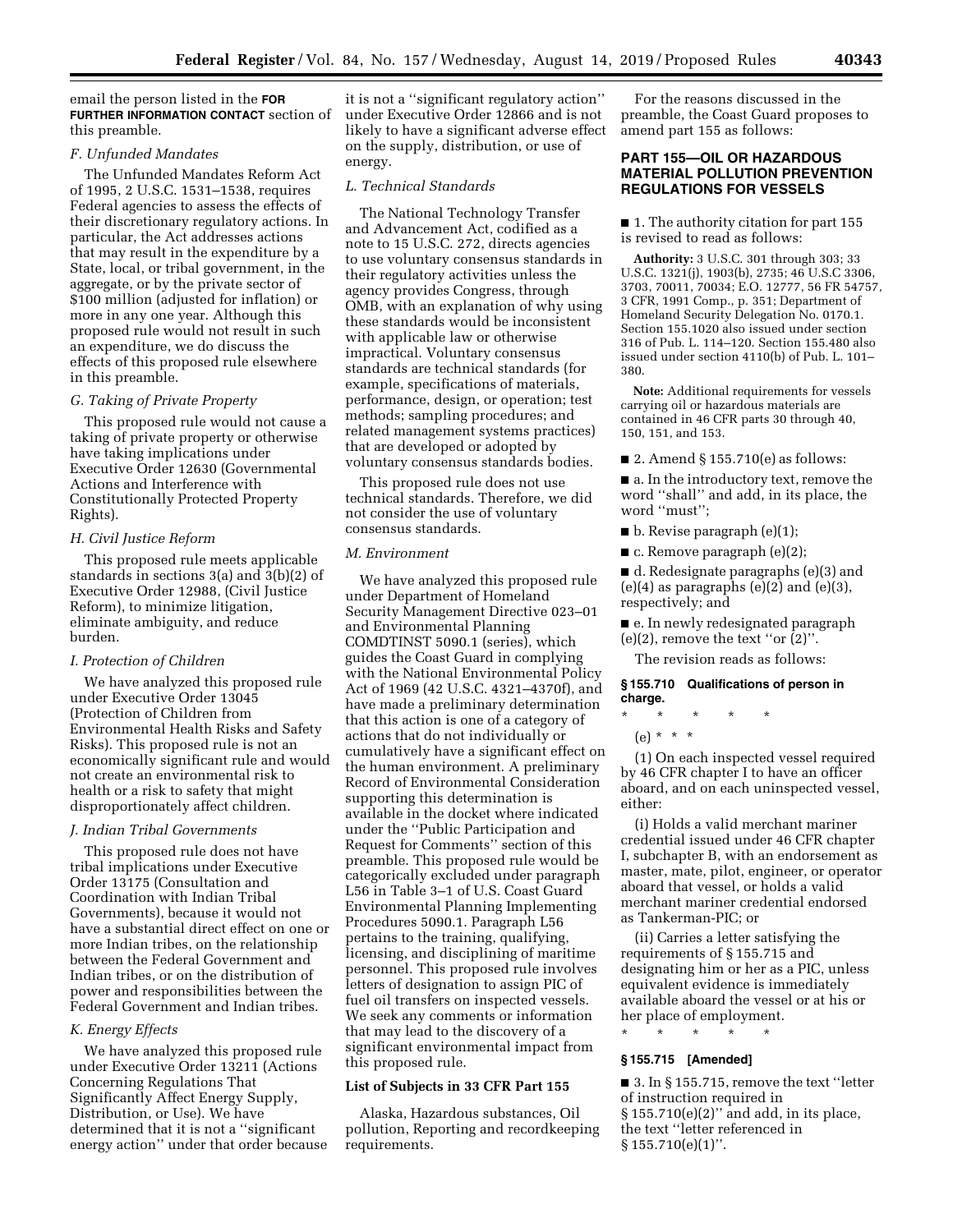email the person listed in the **FOR FURTHER INFORMATION CONTACT** section of this preamble.

### F. Unfunded Mandates

The Unfunded Mandates Reform Act of 1995, 2 U.S.C. 1531–1538, requires Federal agencies to assess the effects of their discretionary regulatory actions. In particular, the Act addresses actions that may result in the expenditure by a State, local, or tribal government, in the aggregate, or by the private sector of $100 million (adjusted for inflation) or more in any one year. Although this proposed rule would not result in such an expenditure, we do discuss the effects of this proposed rule elsewhere in this preamble.

### G. Taking of Private Property

This proposed rule would not cause a taking of private property or otherwise have taking implications under Executive Order 12630 (Governmental Actions and Interference with Constitutionally Protected Property Rights).

### H. Civil Justice Reform

This proposed rule meets applicable standards in sections 3(a) and 3(b)(2) of Executive Order 12988, (Civil Justice Reform), to minimize litigation, eliminate ambiguity, and reduce burden.

### I. Protection of Children

We have analyzed this proposed rule under Executive Order 13045 (Protection of Children from Environmental Health Risks and Safety Risks). This proposed rule is not an economically significant rule and would not create an environmental risk to health or a risk to safety that might disproportionately affect children.

### J. Indian Tribal Governments

This proposed rule does not have tribal implications under Executive Order 13175 (Consultation and Coordination with Indian Tribal Governments), because it would not have a substantial direct effect on one or more Indian tribes, on the relationship between the Federal Government and Indian tribes, or on the distribution of power and responsibilities between the Federal Government and Indian tribes.

### K. Energy Effects

We have analyzed this proposed rule under Executive Order 13211 (Actions Concerning Regulations That Significantly Affect Energy Supply, Distribution, or Use). We have determined that it is not a "significant energy action" under that order because it is not a "significant regulatory action" under Executive Order 12866 and is not likely to have a significant adverse effect on the supply, distribution, or use of energy.

### L. Technical Standards

The National Technology Transfer and Advancement Act, codified as a note to 15 U.S.C. 272, directs agencies to use voluntary consensus standards in their regulatory activities unless the agency provides Congress, through OMB, with an explanation of why using these standards would be inconsistent with applicable law or otherwise impractical. Voluntary consensus standards are technical standards (for example, specifications of materials, performance, design, or operation; test methods; sampling procedures; and related management systems practices) that are developed or adopted by voluntary consensus standards bodies.

This proposed rule does not use technical standards. Therefore, we did not consider the use of voluntary consensus standards.

### M. Environment

We have analyzed this proposed rule under Department of Homeland Security Management Directive 023–01 and Environmental Planning COMDTINST 5090.1 (series), which guides the Coast Guard in complying with the National Environmental Policy Act of 1969 (42 U.S.C. 4321–4370f), and have made a preliminary determination that this action is one of a category of actions that do not individually or cumulatively have a significant effect on the human environment. A preliminary Record of Environmental Consideration supporting this determination is available in the docket where indicated under the "Public Participation and Request for Comments" section of this preamble. This proposed rule would be categorically excluded under paragraph L56 in Table 3–1 of U.S. Coast Guard Environmental Planning Implementing Procedures 5090.1. Paragraph L56 pertains to the training, qualifying, licensing, and disciplining of maritime personnel. This proposed rule involves letters of designation to assign PIC of fuel oil transfers on inspected vessels. We seek any comments or information that may lead to the discovery of a significant environmental impact from this proposed rule.

## List of Subjects in 33 CFR Part 155

Alaska, Hazardous substances, Oil pollution, Reporting and recordkeeping requirements.

For the reasons discussed in the preamble, the Coast Guard proposes to amend part 155 as follows:

## PART 155—OIL OR HAZARDOUS MATERIAL POLLUTION PREVENTION REGULATIONS FOR VESSELS

■ 1. The authority citation for part 155 is revised to read as follows:

**Authority:** 3 U.S.C. 301 through 303; 33 U.S.C. 1321(j), 1903(b), 2735; 46 U.S.C 3306, 3703, 70011, 70034; E.O. 12777, 56 FR 54757, 3 CFR, 1991 Comp., p. 351; Department of Homeland Security Delegation No. 0170.1. Section 155.1020 also issued under section 316 of Pub. L. 114–120. Section 155.480 also issued under section 4110(b) of Pub. L. 101–380.

**Note:** Additional requirements for vessels carrying oil or hazardous materials are contained in 46 CFR parts 30 through 40, 150, 151, and 153.

■ 2. Amend § 155.710(e) as follows:

■ a. In the introductory text, remove the word "shall" and add, in its place, the word "must";

■ b. Revise paragraph (e)(1);

■ c. Remove paragraph (e)(2);

■ d. Redesignate paragraphs (e)(3) and (e)(4) as paragraphs (e)(2) and (e)(3), respectively; and

■ e. In newly redesignated paragraph (e)(2), remove the text "or (2)".

The revision reads as follows:

### § 155.710 Qualifications of person in charge.

\* \* \* \* \*

(e) \* \* \*

(1) On each inspected vessel required by 46 CFR chapter I to have an officer aboard, and on each uninspected vessel, either:

(i) Holds a valid merchant mariner credential issued under 46 CFR chapter I, subchapter B, with an endorsement as master, mate, pilot, engineer, or operator aboard that vessel, or holds a valid merchant mariner credential endorsed as Tankerman-PIC; or

(ii) Carries a letter satisfying the requirements of § 155.715 and designating him or her as a PIC, unless equivalent evidence is immediately available aboard the vessel or at his or her place of employment.

\* \* \* \* \*

### § 155.715 [Amended]

■ 3. In § 155.715, remove the text "letter of instruction required in § 155.710(e)(2)" and add, in its place, the text "letter referenced in § 155.710(e)(1)".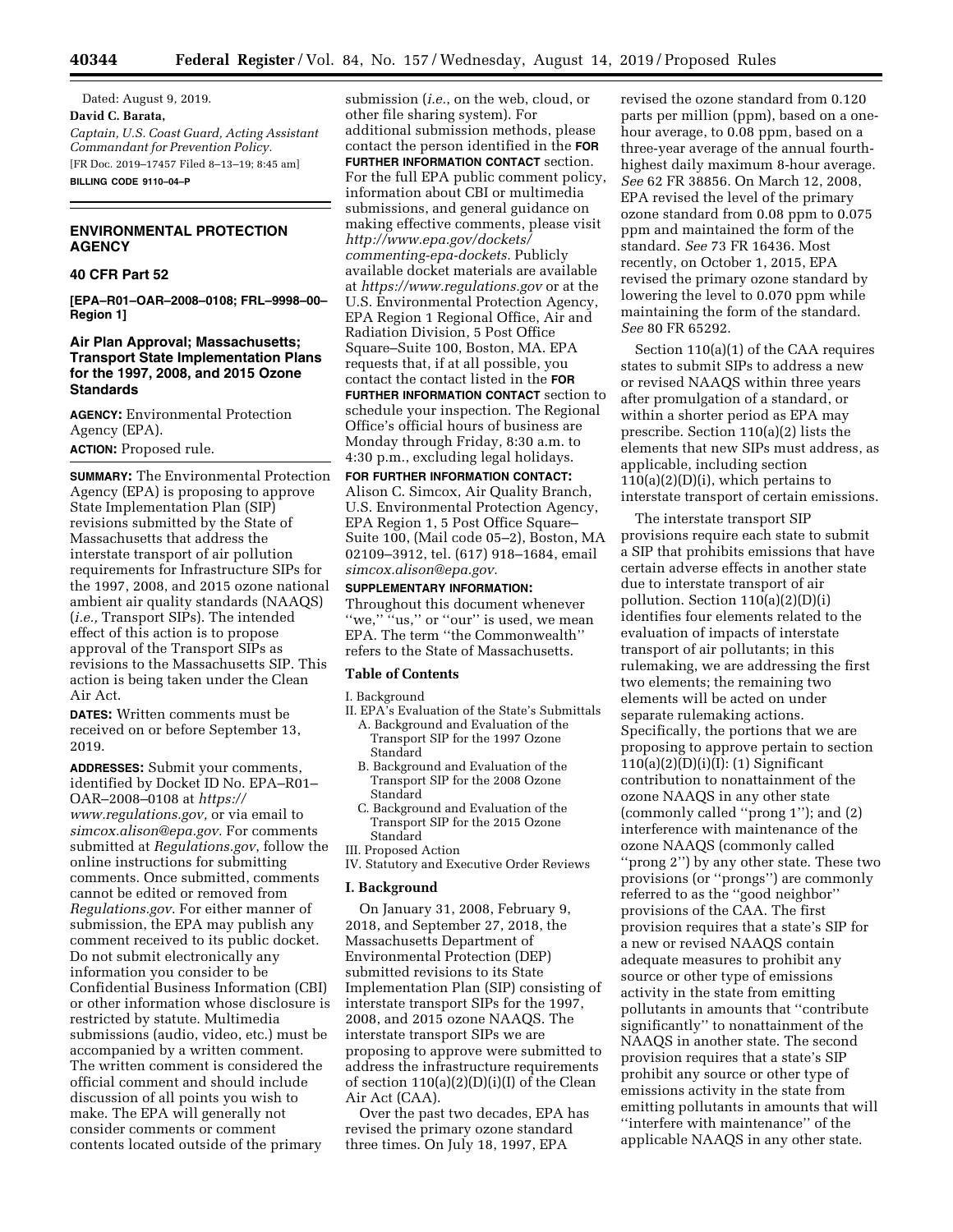Dated: August 9, 2019.

**David C. Barata,**

*Captain, U.S. Coast Guard, Acting Assistant Commandant for Prevention Policy.*

[FR Doc. 2019–17457 Filed 8–13–19; 8:45 am]

**BILLING CODE 9110–04–P**

## ENVIRONMENTAL PROTECTION AGENCY

### 40 CFR Part 52

**[EPA–R01–OAR–2008–0108; FRL–9998–00–Region 1]**

### Air Plan Approval; Massachusetts; Transport State Implementation Plans for the 1997, 2008, and 2015 Ozone Standards

**AGENCY:** Environmental Protection Agency (EPA).

**ACTION:** Proposed rule.

**SUMMARY:** The Environmental Protection Agency (EPA) is proposing to approve State Implementation Plan (SIP) revisions submitted by the State of Massachusetts that address the interstate transport of air pollution requirements for Infrastructure SIPs for the 1997, 2008, and 2015 ozone national ambient air quality standards (NAAQS) (*i.e.,* Transport SIPs). The intended effect of this action is to propose approval of the Transport SIPs as revisions to the Massachusetts SIP. This action is being taken under the Clean Air Act.

**DATES:** Written comments must be received on or before September 13, 2019.

**ADDRESSES:** Submit your comments, identified by Docket ID No. EPA–R01–OAR–2008–0108 at *https://www.regulations.gov,* or via email to *simcox.alison@epa.gov.* For comments submitted at *Regulations.gov*, follow the online instructions for submitting comments. Once submitted, comments cannot be edited or removed from *Regulations.gov*. For either manner of submission, the EPA may publish any comment received to its public docket. Do not submit electronically any information you consider to be Confidential Business Information (CBI) or other information whose disclosure is restricted by statute. Multimedia submissions (audio, video, etc.) must be accompanied by a written comment. The written comment is considered the official comment and should include discussion of all points you wish to make. The EPA will generally not consider comments or comment contents located outside of the primary submission (*i.e.,* on the web, cloud, or other file sharing system). For additional submission methods, please contact the person identified in the **FOR FURTHER INFORMATION CONTACT** section. For the full EPA public comment policy, information about CBI or multimedia submissions, and general guidance on making effective comments, please visit *http://www.epa.gov/dockets/commenting-epa-dockets*. Publicly available docket materials are available at *https://www.regulations.gov* or at the U.S. Environmental Protection Agency, EPA Region 1 Regional Office, Air and Radiation Division, 5 Post Office Square–Suite 100, Boston, MA. EPA requests that, if at all possible, you contact the contact listed in the **FOR FURTHER INFORMATION CONTACT** section to schedule your inspection. The Regional Office's official hours of business are Monday through Friday, 8:30 a.m. to 4:30 p.m., excluding legal holidays.

**FOR FURTHER INFORMATION CONTACT:** Alison C. Simcox, Air Quality Branch, U.S. Environmental Protection Agency, EPA Region 1, 5 Post Office Square–Suite 100, (Mail code 05–2), Boston, MA 02109–3912, tel. (617) 918–1684, email *simcox.alison@epa.gov*.

**SUPPLEMENTARY INFORMATION:** Throughout this document whenever "we," "us," or "our" is used, we mean EPA. The term "the Commonwealth" refers to the State of Massachusetts.

**Table of Contents**

I. Background
II. EPA's Evaluation of the State's Submittals
  A. Background and Evaluation of the Transport SIP for the 1997 Ozone Standard
  B. Background and Evaluation of the Transport SIP for the 2008 Ozone Standard
  C. Background and Evaluation of the Transport SIP for the 2015 Ozone Standard
III. Proposed Action
IV. Statutory and Executive Order Reviews

### I. Background

On January 31, 2008, February 9, 2018, and September 27, 2018, the Massachusetts Department of Environmental Protection (DEP) submitted revisions to its State Implementation Plan (SIP) consisting of interstate transport SIPs for the 1997, 2008, and 2015 ozone NAAQS. The interstate transport SIPs we are proposing to approve were submitted to address the infrastructure requirements of section 110(a)(2)(D)(i)(I) of the Clean Air Act (CAA).

Over the past two decades, EPA has revised the primary ozone standard three times. On July 18, 1997, EPA revised the ozone standard from 0.120 parts per million (ppm), based on a one-hour average, to 0.08 ppm, based on a three-year average of the annual fourth-highest daily maximum 8-hour average. *See* 62 FR 38856. On March 12, 2008, EPA revised the level of the primary ozone standard from 0.08 ppm to 0.075 ppm and maintained the form of the standard. *See* 73 FR 16436. Most recently, on October 1, 2015, EPA revised the primary ozone standard by lowering the level to 0.070 ppm while maintaining the form of the standard. *See* 80 FR 65292.

Section 110(a)(1) of the CAA requires states to submit SIPs to address a new or revised NAAQS within three years after promulgation of a standard, or within a shorter period as EPA may prescribe. Section 110(a)(2) lists the elements that new SIPs must address, as applicable, including section 110(a)(2)(D)(i), which pertains to interstate transport of certain emissions.

The interstate transport SIP provisions require each state to submit a SIP that prohibits emissions that have certain adverse effects in another state due to interstate transport of air pollution. Section 110(a)(2)(D)(i) identifies four elements related to the evaluation of impacts of interstate transport of air pollutants; in this rulemaking, we are addressing the first two elements; the remaining two elements will be acted on under separate rulemaking actions. Specifically, the portions that we are proposing to approve pertain to section 110(a)(2)(D)(i)(I): (1) Significant contribution to nonattainment of the ozone NAAQS in any other state (commonly called "prong 1"); and (2) interference with maintenance of the ozone NAAQS (commonly called "prong 2") by any other state. These two provisions (or "prongs") are commonly referred to as the "good neighbor" provisions of the CAA. The first provision requires that a state's SIP for a new or revised NAAQS contain adequate measures to prohibit any source or other type of emissions activity in the state from emitting pollutants in amounts that "contribute significantly" to nonattainment of the NAAQS in another state. The second provision requires that a state's SIP prohibit any source or other type of emissions activity in the state from emitting pollutants in amounts that will "interfere with maintenance" of the applicable NAAQS in any other state.